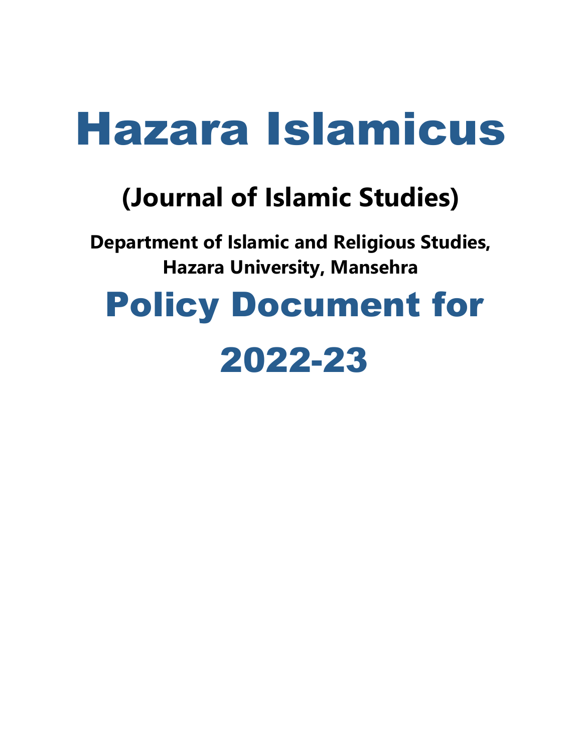# Hazara Islamicus

## (Journal of Islamic Studies)

**Department of Islamic and Religious Studies, Hazara University, Mansehra**

# Policy Document for 2022-23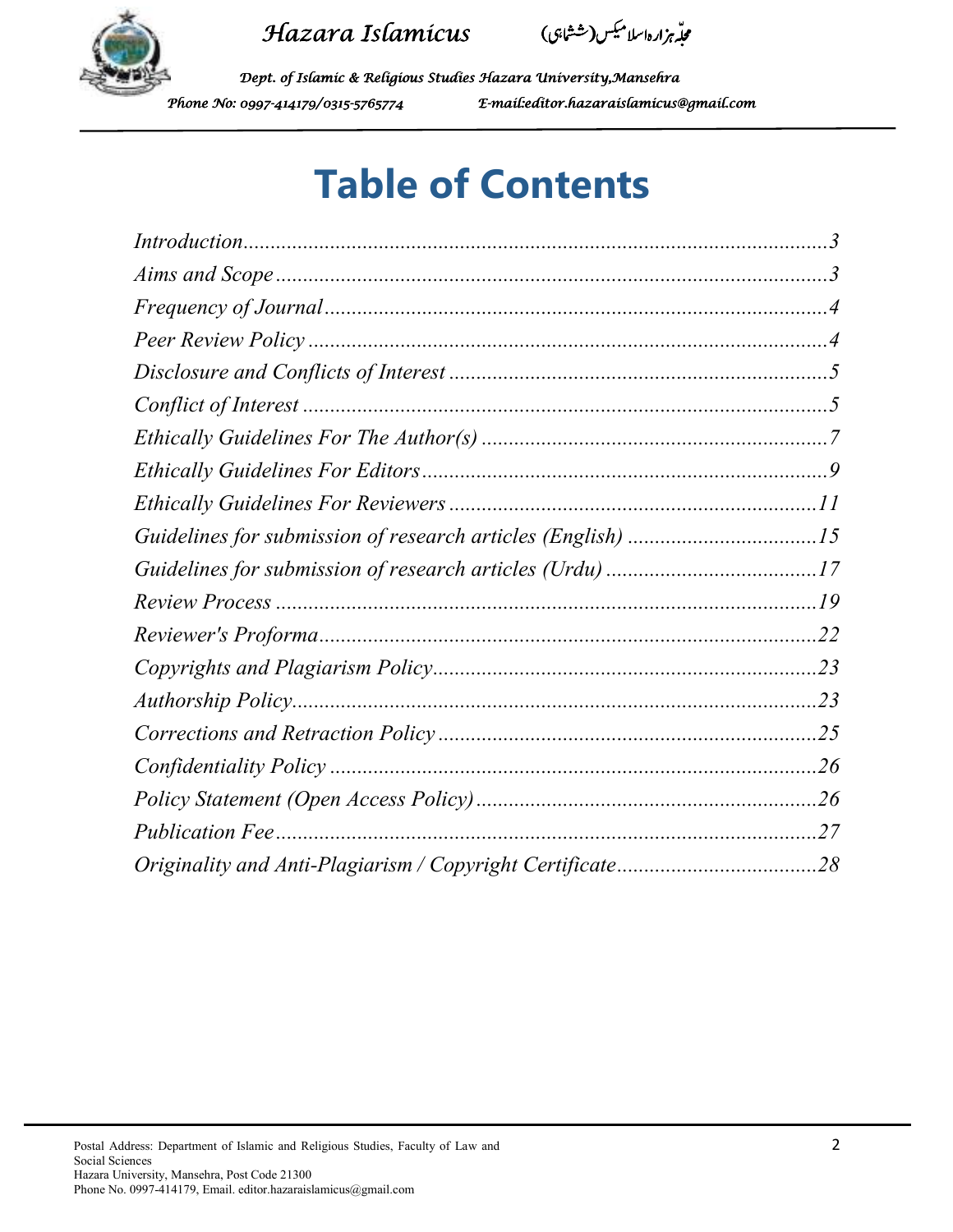# Table of Contents

*Introduction*..........3
*Aims and Scope*..........3
*Frequency of Journal*..........4
*Peer Review Policy*..........4
*Disclosure and Conflicts of Interest*..........5
*Conflict of Interest*..........5
*Ethically Guidelines For The Author(s)*..........7
*Ethically Guidelines For Editors*..........9
*Ethically Guidelines For Reviewers*..........11
*Guidelines for submission of research articles (English)*..........15
*Guidelines for submission of research articles (Urdu)*..........17
*Review Process*..........19
*Reviewer's Proforma*..........22
*Copyrights and Plagiarism Policy*..........23
*Authorship Policy*..........23
*Corrections and Retraction Policy*..........25
*Confidentiality Policy*..........26
*Policy Statement (Open Access Policy)*..........26
*Publication Fee*..........27
*Originality and Anti-Plagiarism / Copyright Certificate*..........28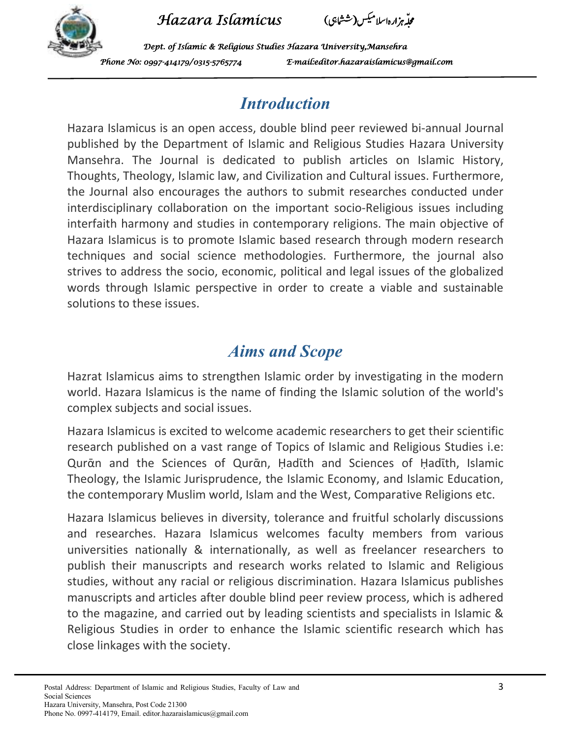## Introduction

Hazara Islamicus is an open access, double blind peer reviewed bi-annual Journal published by the Department of Islamic and Religious Studies Hazara University Mansehra. The Journal is dedicated to publish articles on Islamic History, Thoughts, Theology, Islamic law, and Civilization and Cultural issues. Furthermore, the Journal also encourages the authors to submit researches conducted under interdisciplinary collaboration on the important socio-Religious issues including interfaith harmony and studies in contemporary religions. The main objective of Hazara Islamicus is to promote Islamic based research through modern research techniques and social science methodologies. Furthermore, the journal also strives to address the socio, economic, political and legal issues of the globalized words through Islamic perspective in order to create a viable and sustainable solutions to these issues.

## Aims and Scope

Hazrat Islamicus aims to strengthen Islamic order by investigating in the modern world. Hazara Islamicus is the name of finding the Islamic solution of the world's complex subjects and social issues.

Hazara Islamicus is excited to welcome academic researchers to get their scientific research published on a vast range of Topics of Islamic and Religious Studies i.e: Qurān and the Sciences of Qurān, Ḥadīth and Sciences of Ḥadīth, Islamic Theology, the Islamic Jurisprudence, the Islamic Economy, and Islamic Education, the contemporary Muslim world, Islam and the West, Comparative Religions etc.

Hazara Islamicus believes in diversity, tolerance and fruitful scholarly discussions and researches. Hazara Islamicus welcomes faculty members from various universities nationally & internationally, as well as freelancer researchers to publish their manuscripts and research works related to Islamic and Religious studies, without any racial or religious discrimination. Hazara Islamicus publishes manuscripts and articles after double blind peer review process, which is adhered to the magazine, and carried out by leading scientists and specialists in Islamic & Religious Studies in order to enhance the Islamic scientific research which has close linkages with the society.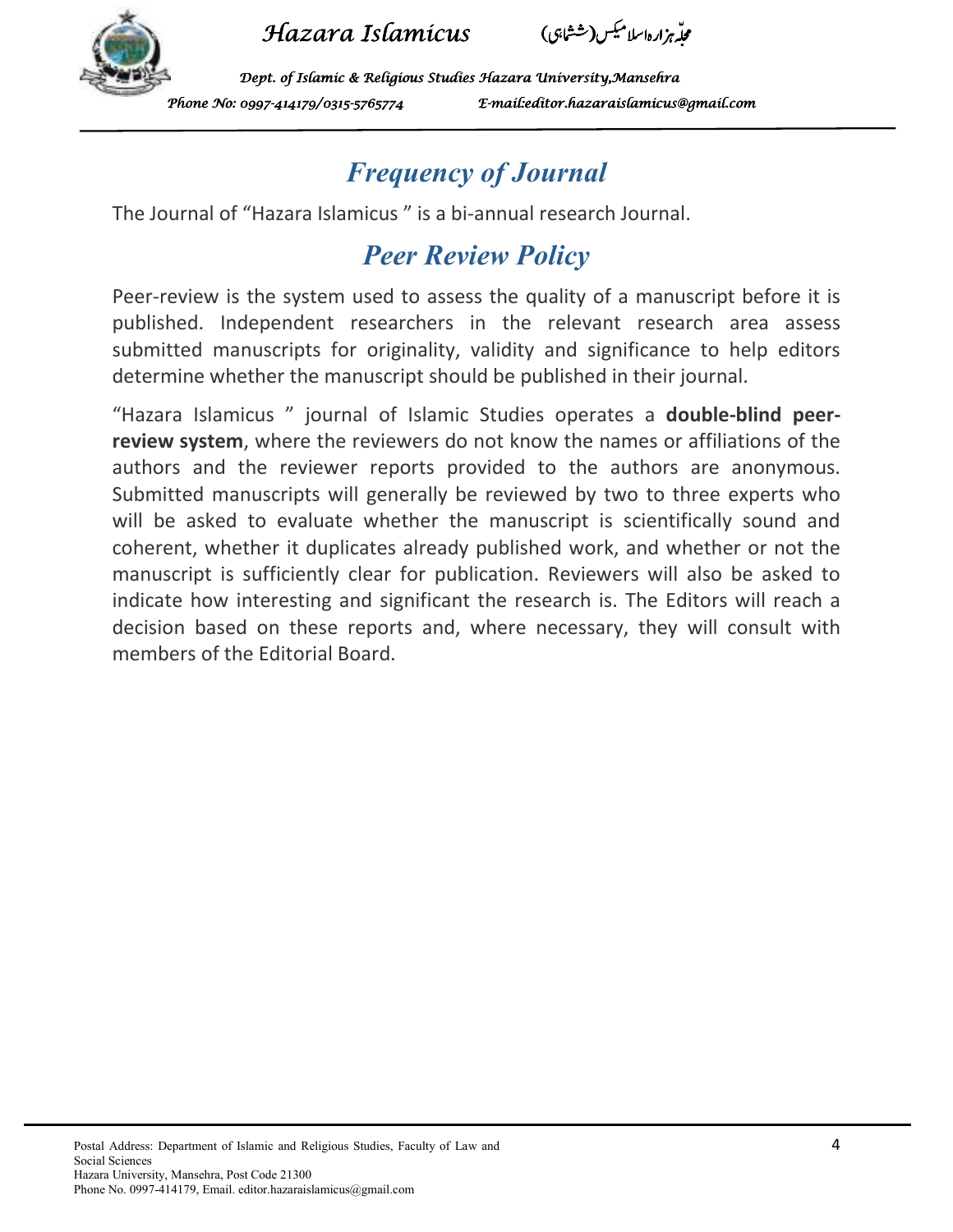## *Frequency of Journal*

The Journal of “Hazara Islamicus ” is a bi-annual research Journal.

## *Peer Review Policy*

Peer-review is the system used to assess the quality of a manuscript before it is published. Independent researchers in the relevant research area assess submitted manuscripts for originality, validity and significance to help editors determine whether the manuscript should be published in their journal.

“Hazara Islamicus ” journal of Islamic Studies operates a **double-blind peer-review system**, where the reviewers do not know the names or affiliations of the authors and the reviewer reports provided to the authors are anonymous. Submitted manuscripts will generally be reviewed by two to three experts who will be asked to evaluate whether the manuscript is scientifically sound and coherent, whether it duplicates already published work, and whether or not the manuscript is sufficiently clear for publication. Reviewers will also be asked to indicate how interesting and significant the research is. The Editors will reach a decision based on these reports and, where necessary, they will consult with members of the Editorial Board.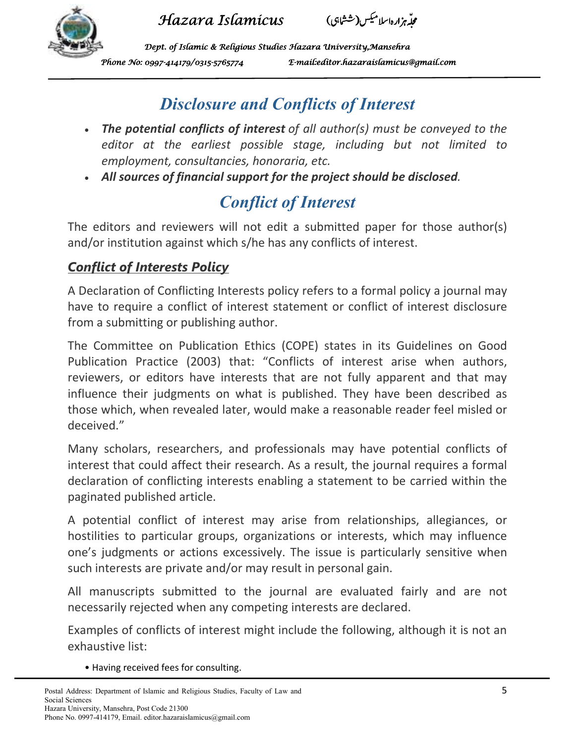# *Disclosure and Conflicts of Interest*

- ***The potential conflicts of interest*** *of all author(s) must be conveyed to the editor at the earliest possible stage, including but not limited to employment, consultancies, honoraria, etc.*
- ***All sources of financial support for the project should be disclosed****.*

# *Conflict of Interest*

The editors and reviewers will not edit a submitted paper for those author(s) and/or institution against which s/he has any conflicts of interest.

### ***Conflict of Interests Policy***

A Declaration of Conflicting Interests policy refers to a formal policy a journal may have to require a conflict of interest statement or conflict of interest disclosure from a submitting or publishing author.

The Committee on Publication Ethics (COPE) states in its Guidelines on Good Publication Practice (2003) that: "Conflicts of interest arise when authors, reviewers, or editors have interests that are not fully apparent and that may influence their judgments on what is published. They have been described as those which, when revealed later, would make a reasonable reader feel misled or deceived."

Many scholars, researchers, and professionals may have potential conflicts of interest that could affect their research. As a result, the journal requires a formal declaration of conflicting interests enabling a statement to be carried within the paginated published article.

A potential conflict of interest may arise from relationships, allegiances, or hostilities to particular groups, organizations or interests, which may influence one's judgments or actions excessively. The issue is particularly sensitive when such interests are private and/or may result in personal gain.

All manuscripts submitted to the journal are evaluated fairly and are not necessarily rejected when any competing interests are declared.

Examples of conflicts of interest might include the following, although it is not an exhaustive list:

- Having received fees for consulting.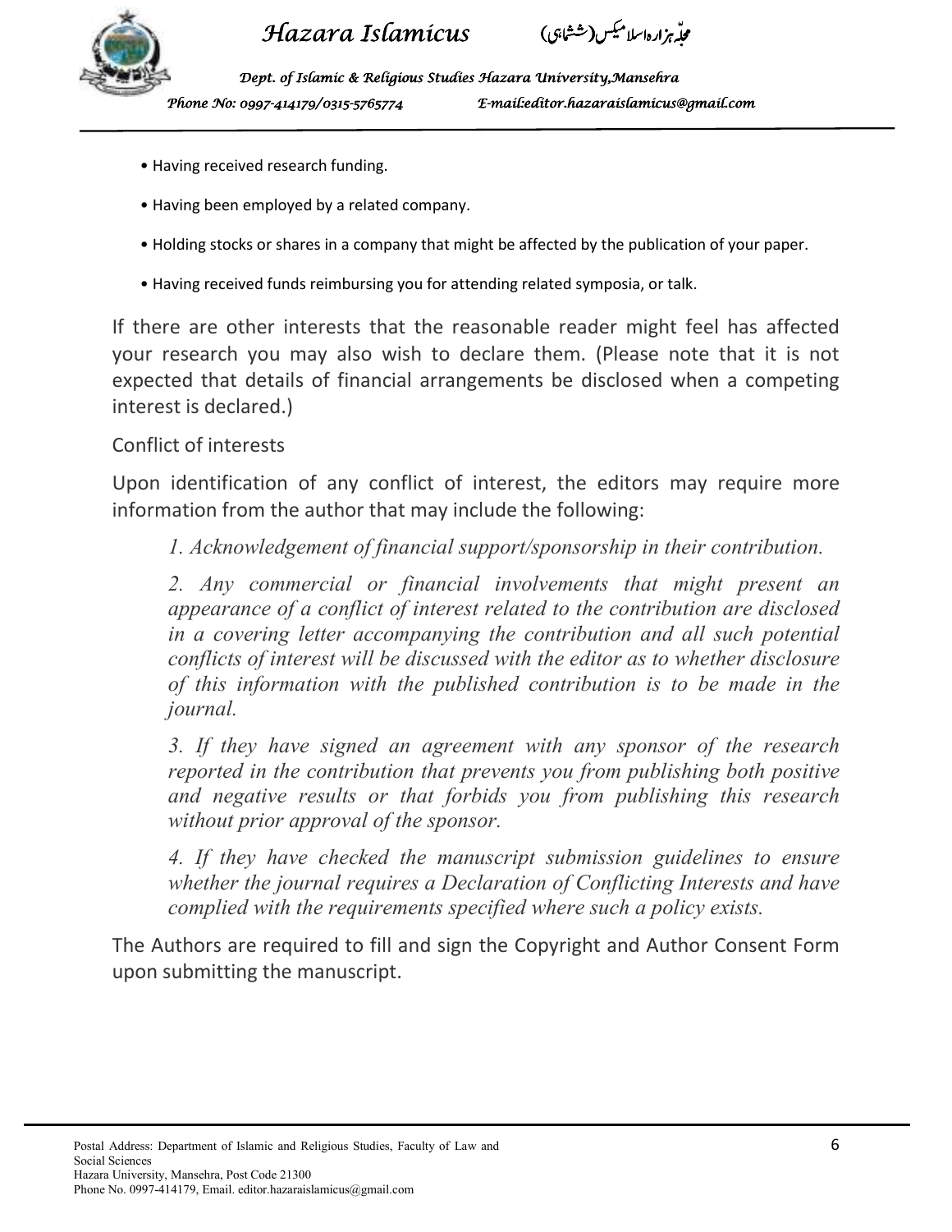- Having received research funding.
- Having been employed by a related company.
- Holding stocks or shares in a company that might be affected by the publication of your paper.
- Having received funds reimbursing you for attending related symposia, or talk.

If there are other interests that the reasonable reader might feel has affected your research you may also wish to declare them. (Please note that it is not expected that details of financial arrangements be disclosed when a competing interest is declared.)

Conflict of interests

Upon identification of any conflict of interest, the editors may require more information from the author that may include the following:

*1. Acknowledgement of financial support/sponsorship in their contribution.*

*2. Any commercial or financial involvements that might present an appearance of a conflict of interest related to the contribution are disclosed in a covering letter accompanying the contribution and all such potential conflicts of interest will be discussed with the editor as to whether disclosure of this information with the published contribution is to be made in the journal.*

*3. If they have signed an agreement with any sponsor of the research reported in the contribution that prevents you from publishing both positive and negative results or that forbids you from publishing this research without prior approval of the sponsor.*

*4. If they have checked the manuscript submission guidelines to ensure whether the journal requires a Declaration of Conflicting Interests and have complied with the requirements specified where such a policy exists.*

The Authors are required to fill and sign the Copyright and Author Consent Form upon submitting the manuscript.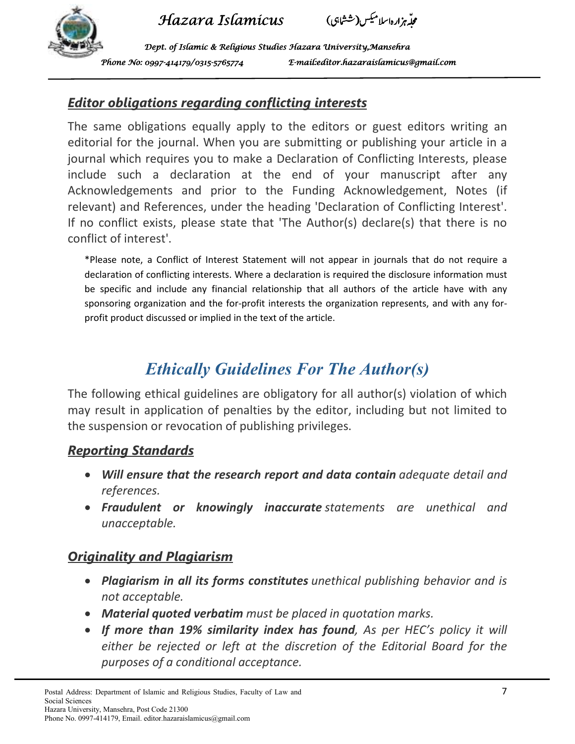## *Editor obligations regarding conflicting interests*

The same obligations equally apply to the editors or guest editors writing an editorial for the journal. When you are submitting or publishing your article in a journal which requires you to make a Declaration of Conflicting Interests, please include such a declaration at the end of your manuscript after any Acknowledgements and prior to the Funding Acknowledgement, Notes (if relevant) and References, under the heading 'Declaration of Conflicting Interest'. If no conflict exists, please state that 'The Author(s) declare(s) that there is no conflict of interest'.

*Please note, a Conflict of Interest Statement will not appear in journals that do not require a declaration of conflicting interests. Where a declaration is required the disclosure information must be specific and include any financial relationship that all authors of the article have with any sponsoring organization and the for-profit interests the organization represents, and with any for-profit product discussed or implied in the text of the article.

# *Ethically Guidelines For The Author(s)*

The following ethical guidelines are obligatory for all author(s) violation of which may result in application of penalties by the editor, including but not limited to the suspension or revocation of publishing privileges.

## *Reporting Standards*

- ***Will ensure that the research report and data contain*** *adequate detail and references.*
- ***Fraudulent or knowingly inaccurate*** *statements are unethical and unacceptable.*

## *Originality and Plagiarism*

- ***Plagiarism in all its forms constitutes*** *unethical publishing behavior and is not acceptable.*
- ***Material quoted verbatim*** *must be placed in quotation marks.*
- ***If more than 19% similarity index has found****, As per HEC's policy it will either be rejected or left at the discretion of the Editorial Board for the purposes of a conditional acceptance.*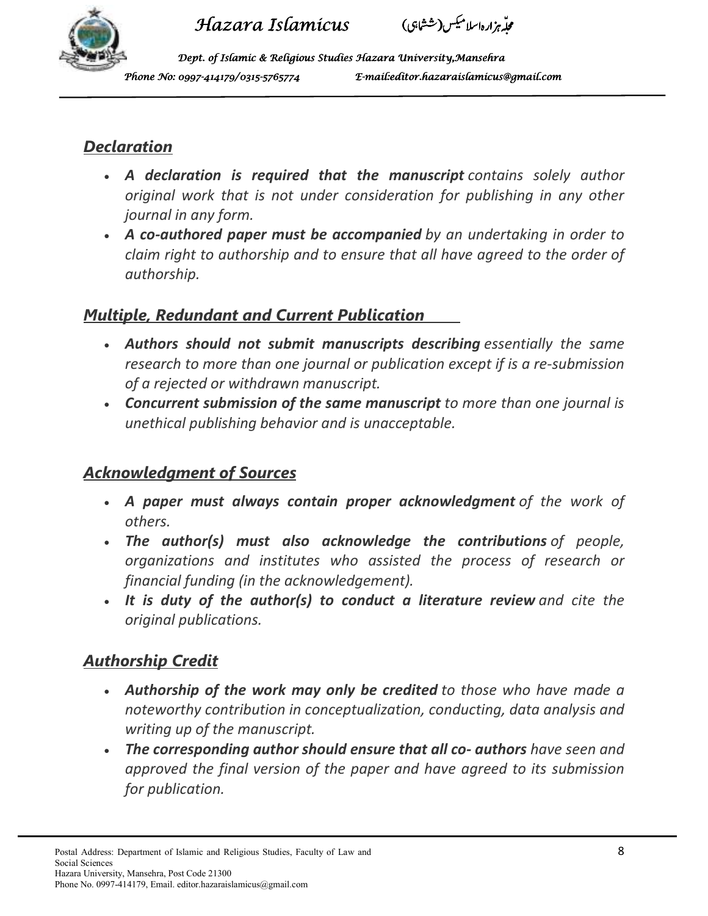## *Declaration*

- ***A declaration is required that the manuscript*** *contains solely author original work that is not under consideration for publishing in any other journal in any form.*
- ***A co-authored paper must be accompanied*** *by an undertaking in order to claim right to authorship and to ensure that all have agreed to the order of authorship.*

## *Multiple, Redundant and Current Publication*

- ***Authors should not submit manuscripts describing*** *essentially the same research to more than one journal or publication except if is a re-submission of a rejected or withdrawn manuscript.*
- ***Concurrent submission of the same manuscript*** *to more than one journal is unethical publishing behavior and is unacceptable.*

## *Acknowledgment of Sources*

- ***A paper must always contain proper acknowledgment*** *of the work of others.*
- ***The author(s) must also acknowledge the contributions*** *of people, organizations and institutes who assisted the process of research or financial funding (in the acknowledgement).*
- ***It is duty of the author(s) to conduct a literature review*** *and cite the original publications.*

## *Authorship Credit*

- ***Authorship of the work may only be credited*** *to those who have made a noteworthy contribution in conceptualization, conducting, data analysis and writing up of the manuscript.*
- ***The corresponding author should ensure that all co- authors*** *have seen and approved the final version of the paper and have agreed to its submission for publication.*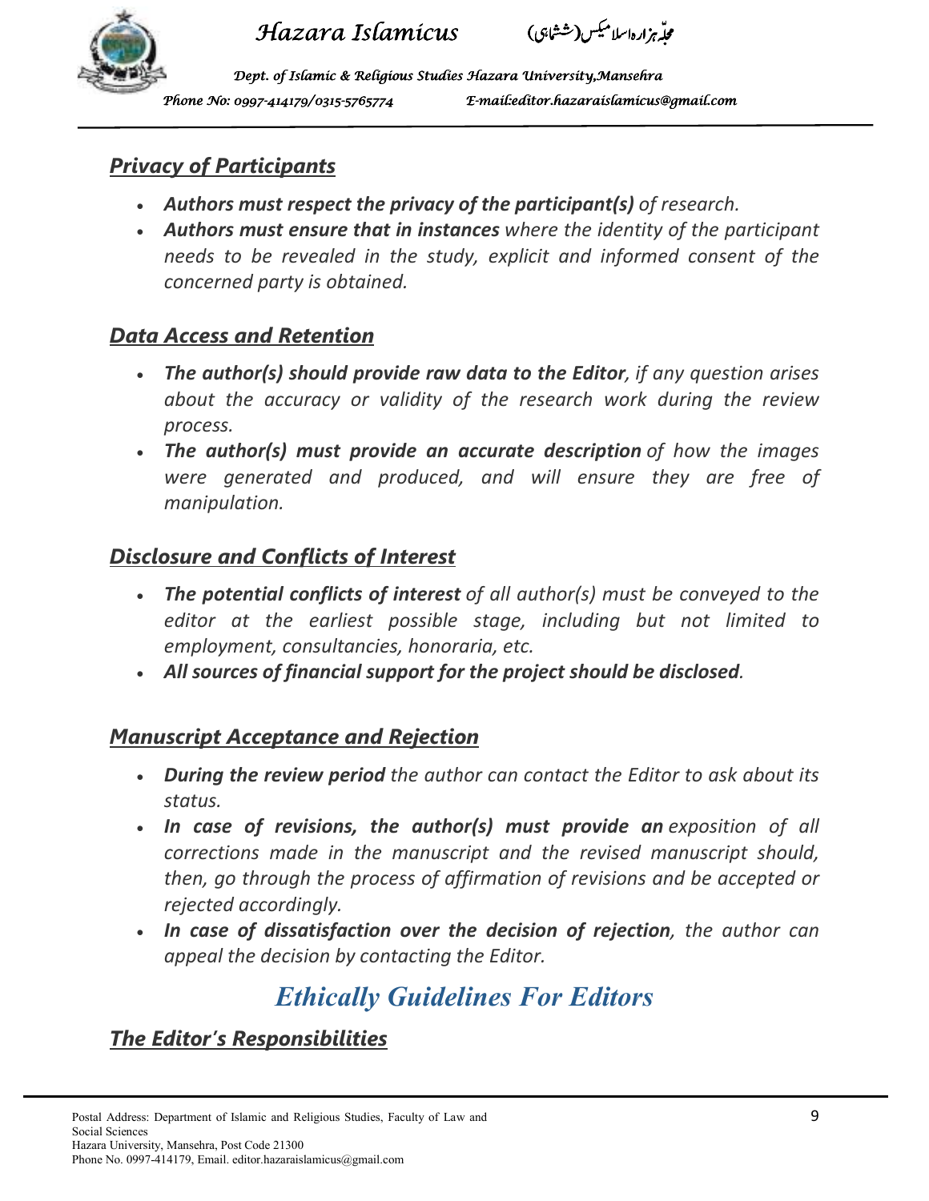## *Privacy of Participants*

- ***Authors must respect the privacy of the participant(s)*** *of research.*
- ***Authors must ensure that in instances*** *where the identity of the participant needs to be revealed in the study, explicit and informed consent of the concerned party is obtained.*

## *Data Access and Retention*

- ***The author(s) should provide raw data to the Editor****, if any question arises about the accuracy or validity of the research work during the review process.*
- ***The author(s) must provide an accurate description*** *of how the images were generated and produced, and will ensure they are free of manipulation.*

## *Disclosure and Conflicts of Interest*

- ***The potential conflicts of interest*** *of all author(s) must be conveyed to the editor at the earliest possible stage, including but not limited to employment, consultancies, honoraria, etc.*
- ***All sources of financial support for the project should be disclosed****.*

## *Manuscript Acceptance and Rejection*

- ***During the review period*** *the author can contact the Editor to ask about its status.*
- ***In case of revisions, the author(s) must provide an*** *exposition of all corrections made in the manuscript and the revised manuscript should, then, go through the process of affirmation of revisions and be accepted or rejected accordingly.*
- ***In case of dissatisfaction over the decision of rejection****, the author can appeal the decision by contacting the Editor.*

# *Ethically Guidelines For Editors*

## *The Editor's Responsibilities*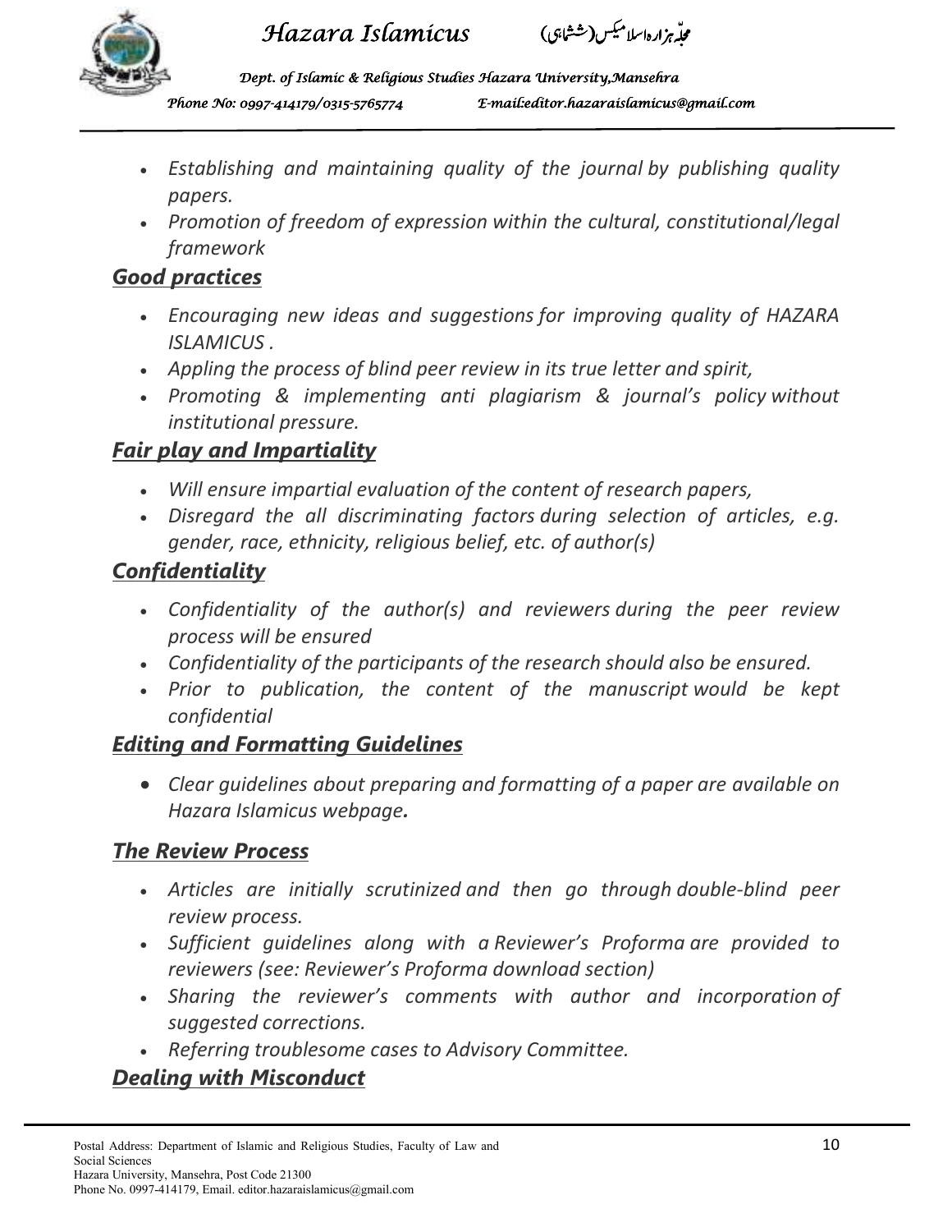- *Establishing and maintaining quality of the journal by publishing quality papers.*
- *Promotion of freedom of expression within the cultural, constitutional/legal framework*

## *Good practices*

- *Encouraging new ideas and suggestions for improving quality of HAZARA ISLAMICUS .*
- *Appling the process of blind peer review in its true letter and spirit,*
- *Promoting & implementing anti plagiarism & journal's policy without institutional pressure.*

## *Fair play and Impartiality*

- *Will ensure impartial evaluation of the content of research papers,*
- *Disregard the all discriminating factors during selection of articles, e.g. gender, race, ethnicity, religious belief, etc. of author(s)*

## *Confidentiality*

- *Confidentiality of the author(s) and reviewers during the peer review process will be ensured*
- *Confidentiality of the participants of the research should also be ensured.*
- *Prior to publication, the content of the manuscript would be kept confidential*

## *Editing and Formatting Guidelines*

- *Clear guidelines about preparing and formatting of a paper are available on Hazara Islamicus webpage.*

## *The Review Process*

- *Articles are initially scrutinized and then go through double-blind peer review process.*
- *Sufficient guidelines along with a Reviewer's Proforma are provided to reviewers (see: Reviewer's Proforma download section)*
- *Sharing the reviewer's comments with author and incorporation of suggested corrections.*
- *Referring troublesome cases to Advisory Committee.*

## *Dealing with Misconduct*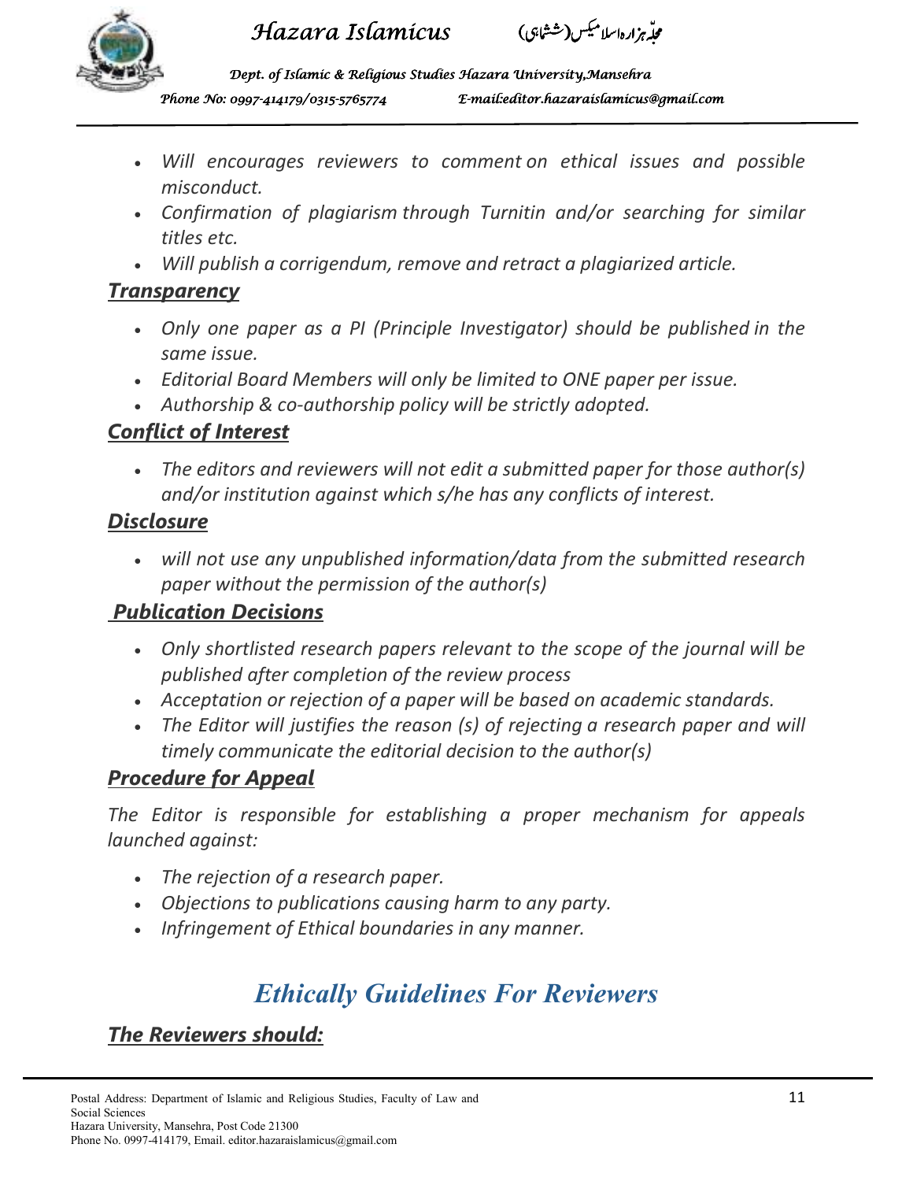- *Will encourages reviewers to comment on ethical issues and possible misconduct.*
- *Confirmation of plagiarism through Turnitin and/or searching for similar titles etc.*
- *Will publish a corrigendum, remove and retract a plagiarized article.*

### ***Transparency***

- *Only one paper as a PI (Principle Investigator) should be published in the same issue.*
- *Editorial Board Members will only be limited to ONE paper per issue.*
- *Authorship & co-authorship policy will be strictly adopted.*

### ***Conflict of Interest***

- *The editors and reviewers will not edit a submitted paper for those author(s) and/or institution against which s/he has any conflicts of interest.*

### ***Disclosure***

- *will not use any unpublished information/data from the submitted research paper without the permission of the author(s)*

### ***Publication Decisions***

- *Only shortlisted research papers relevant to the scope of the journal will be published after completion of the review process*
- *Acceptation or rejection of a paper will be based on academic standards.*
- *The Editor will justifies the reason (s) of rejecting a research paper and will timely communicate the editorial decision to the author(s)*

### ***Procedure for Appeal***

*The Editor is responsible for establishing a proper mechanism for appeals launched against:*

- *The rejection of a research paper.*
- *Objections to publications causing harm to any party.*
- *Infringement of Ethical boundaries in any manner.*

## *Ethically Guidelines For Reviewers*

### ***The Reviewers should:***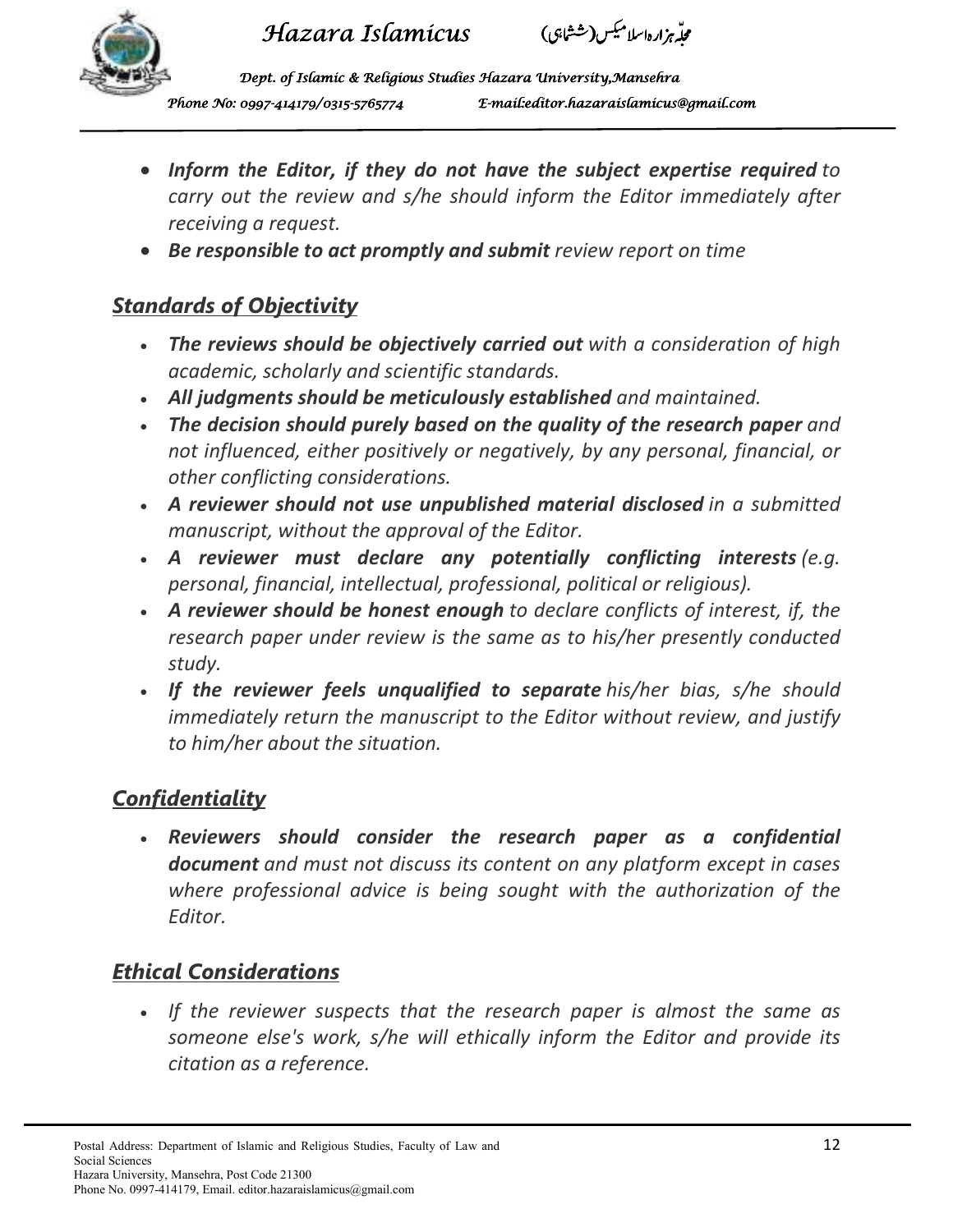- ***Inform the Editor, if they do not have the subject expertise required*** *to carry out the review and s/he should inform the Editor immediately after receiving a request.*
- ***Be responsible to act promptly and submit*** *review report on time*

## ***Standards of Objectivity***

- ***The reviews should be objectively carried out*** *with a consideration of high academic, scholarly and scientific standards.*
- ***All judgments should be meticulously established*** *and maintained.*
- ***The decision should purely based on the quality of the research paper*** *and not influenced, either positively or negatively, by any personal, financial, or other conflicting considerations.*
- ***A reviewer should not use unpublished material disclosed*** *in a submitted manuscript, without the approval of the Editor.*
- ***A reviewer must declare any potentially conflicting interests*** *(e.g. personal, financial, intellectual, professional, political or religious).*
- ***A reviewer should be honest enough*** *to declare conflicts of interest, if, the research paper under review is the same as to his/her presently conducted study.*
- ***If the reviewer feels unqualified to separate*** *his/her bias, s/he should immediately return the manuscript to the Editor without review, and justify to him/her about the situation.*

## ***Confidentiality***

- ***Reviewers should consider the research paper as a confidential document*** *and must not discuss its content on any platform except in cases where professional advice is being sought with the authorization of the Editor.*

## ***Ethical Considerations***

- *If the reviewer suspects that the research paper is almost the same as someone else's work, s/he will ethically inform the Editor and provide its citation as a reference.*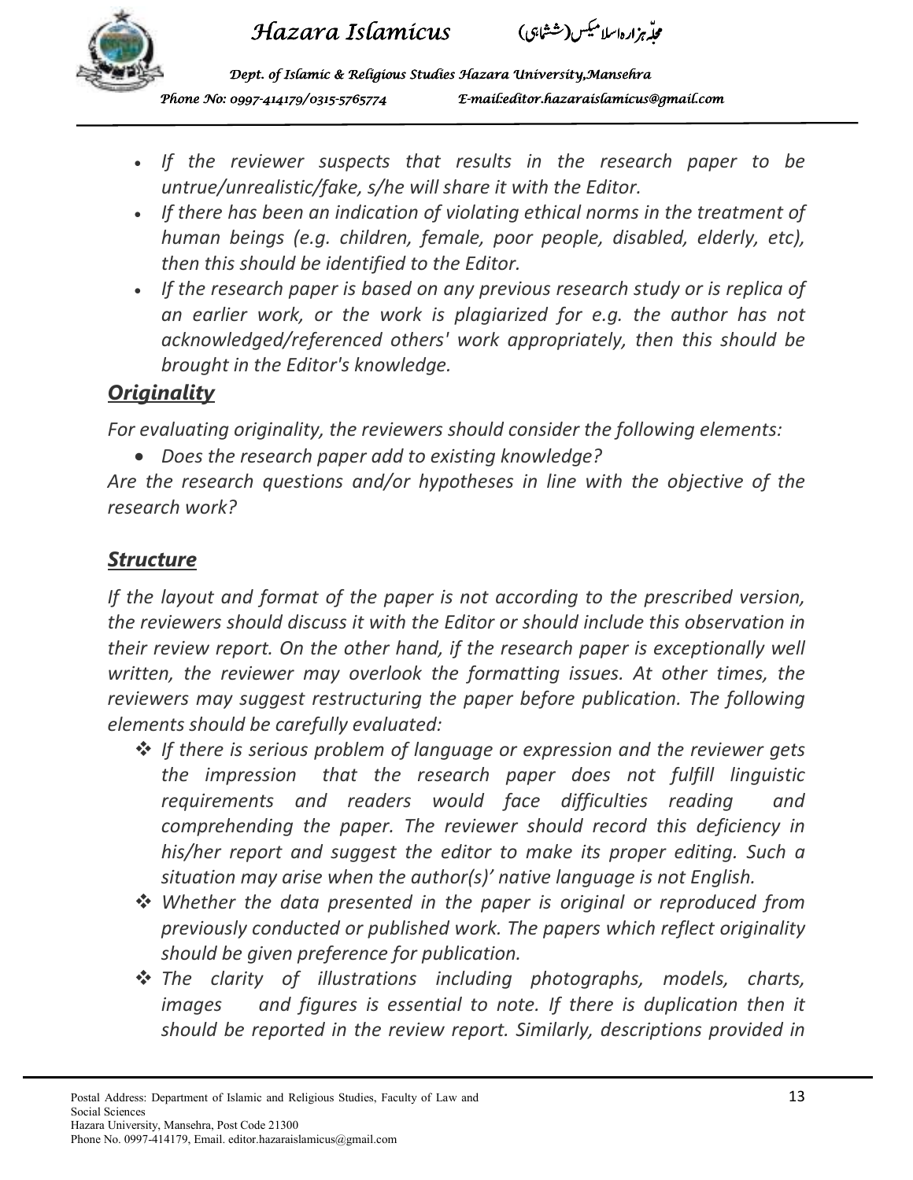- *If the reviewer suspects that results in the research paper to be untrue/unrealistic/fake, s/he will share it with the Editor.*
- *If there has been an indication of violating ethical norms in the treatment of human beings (e.g. children, female, poor people, disabled, elderly, etc), then this should be identified to the Editor.*
- *If the research paper is based on any previous research study or is replica of an earlier work, or the work is plagiarized for e.g. the author has not acknowledged/referenced others' work appropriately, then this should be brought in the Editor's knowledge.*

## ***Originality***

*For evaluating originality, the reviewers should consider the following elements:*

- *Does the research paper add to existing knowledge?*

*Are the research questions and/or hypotheses in line with the objective of the research work?*

## ***Structure***

*If the layout and format of the paper is not according to the prescribed version, the reviewers should discuss it with the Editor or should include this observation in their review report. On the other hand, if the research paper is exceptionally well written, the reviewer may overlook the formatting issues. At other times, the reviewers may suggest restructuring the paper before publication. The following elements should be carefully evaluated:*

- *If there is serious problem of language or expression and the reviewer gets the impression that the research paper does not fulfill linguistic requirements and readers would face difficulties reading and comprehending the paper. The reviewer should record this deficiency in his/her report and suggest the editor to make its proper editing. Such a situation may arise when the author(s)' native language is not English.*
- *Whether the data presented in the paper is original or reproduced from previously conducted or published work. The papers which reflect originality should be given preference for publication.*
- *The clarity of illustrations including photographs, models, charts, images and figures is essential to note. If there is duplication then it should be reported in the review report. Similarly, descriptions provided in*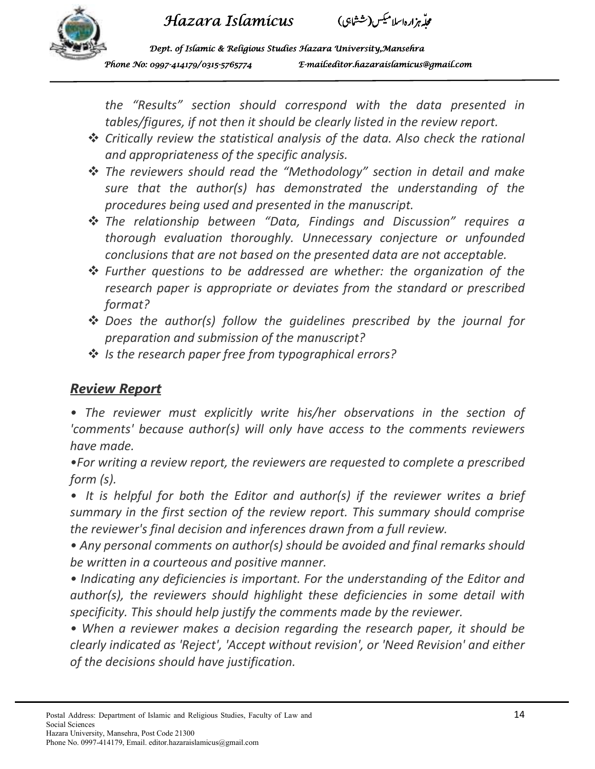*the "Results" section should correspond with the data presented in tables/figures, if not then it should be clearly listed in the review report.*

- *Critically review the statistical analysis of the data. Also check the rational and appropriateness of the specific analysis.*
- *The reviewers should read the "Methodology" section in detail and make sure that the author(s) has demonstrated the understanding of the procedures being used and presented in the manuscript.*
- *The relationship between "Data, Findings and Discussion" requires a thorough evaluation thoroughly. Unnecessary conjecture or unfounded conclusions that are not based on the presented data are not acceptable.*
- *Further questions to be addressed are whether: the organization of the research paper is appropriate or deviates from the standard or prescribed format?*
- *Does the author(s) follow the guidelines prescribed by the journal for preparation and submission of the manuscript?*
- *Is the research paper free from typographical errors?*

## ***Review Report***

*• The reviewer must explicitly write his/her observations in the section of 'comments' because author(s) will only have access to the comments reviewers have made.*

*•For writing a review report, the reviewers are requested to complete a prescribed form (s).*

*• It is helpful for both the Editor and author(s) if the reviewer writes a brief summary in the first section of the review report. This summary should comprise the reviewer's final decision and inferences drawn from a full review.*

*• Any personal comments on author(s) should be avoided and final remarks should be written in a courteous and positive manner.*

*• Indicating any deficiencies is important. For the understanding of the Editor and author(s), the reviewers should highlight these deficiencies in some detail with specificity. This should help justify the comments made by the reviewer.*

*• When a reviewer makes a decision regarding the research paper, it should be clearly indicated as 'Reject', 'Accept without revision', or 'Need Revision' and either of the decisions should have justification.*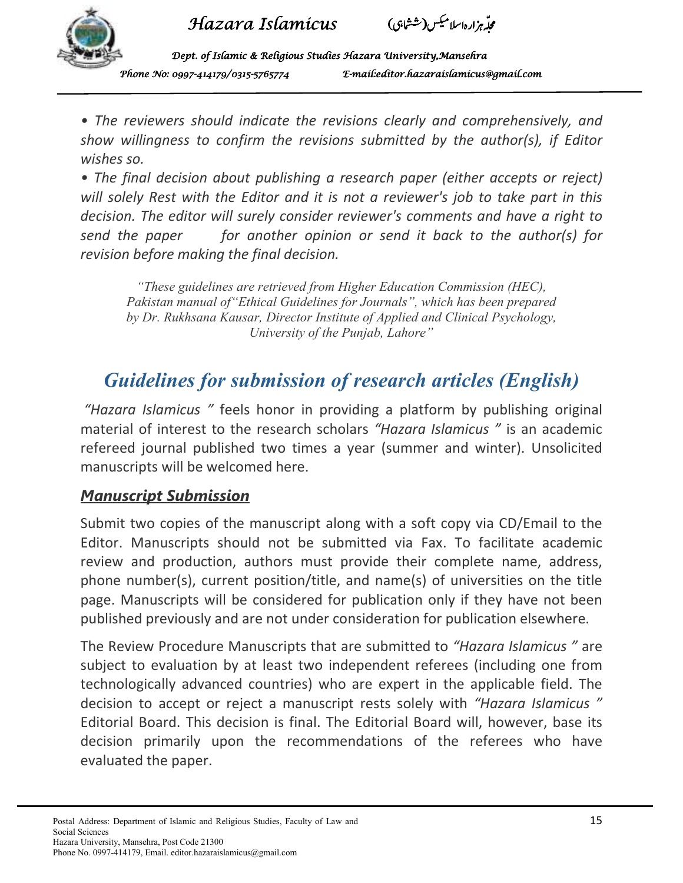*• The reviewers should indicate the revisions clearly and comprehensively, and show willingness to confirm the revisions submitted by the author(s), if Editor wishes so.*

*• The final decision about publishing a research paper (either accepts or reject) will solely Rest with the Editor and it is not a reviewer's job to take part in this decision. The editor will surely consider reviewer's comments and have a right to send the paper for another opinion or send it back to the author(s) for revision before making the final decision.*

*"These guidelines are retrieved from Higher Education Commission (HEC), Pakistan manual of "Ethical Guidelines for Journals", which has been prepared by Dr. Rukhsana Kausar, Director Institute of Applied and Clinical Psychology, University of the Punjab, Lahore"*

# Guidelines for submission of research articles (English)

*"Hazara Islamicus "* feels honor in providing a platform by publishing original material of interest to the research scholars *"Hazara Islamicus "* is an academic refereed journal published two times a year (summer and winter). Unsolicited manuscripts will be welcomed here.

## ***Manuscript Submission***

Submit two copies of the manuscript along with a soft copy via CD/Email to the Editor. Manuscripts should not be submitted via Fax. To facilitate academic review and production, authors must provide their complete name, address, phone number(s), current position/title, and name(s) of universities on the title page. Manuscripts will be considered for publication only if they have not been published previously and are not under consideration for publication elsewhere.

The Review Procedure Manuscripts that are submitted to *"Hazara Islamicus "* are subject to evaluation by at least two independent referees (including one from technologically advanced countries) who are expert in the applicable field. The decision to accept or reject a manuscript rests solely with *"Hazara Islamicus "* Editorial Board. This decision is final. The Editorial Board will, however, base its decision primarily upon the recommendations of the referees who have evaluated the paper.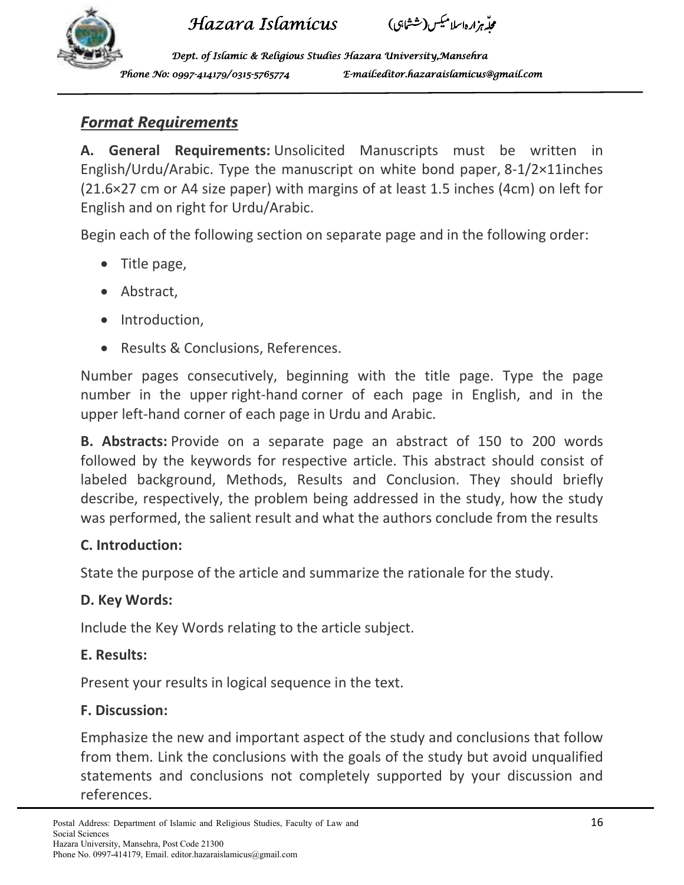## *Format Requirements*

**A. General Requirements:** Unsolicited Manuscripts must be written in English/Urdu/Arabic. Type the manuscript on white bond paper, 8-1/2×11inches (21.6×27 cm or A4 size paper) with margins of at least 1.5 inches (4cm) on left for English and on right for Urdu/Arabic.

Begin each of the following section on separate page and in the following order:

- Title page,
- Abstract,
- Introduction,
- Results & Conclusions, References.

Number pages consecutively, beginning with the title page. Type the page number in the upper right-hand corner of each page in English, and in the upper left-hand corner of each page in Urdu and Arabic.

**B. Abstracts:** Provide on a separate page an abstract of 150 to 200 words followed by the keywords for respective article. This abstract should consist of labeled background, Methods, Results and Conclusion. They should briefly describe, respectively, the problem being addressed in the study, how the study was performed, the salient result and what the authors conclude from the results

**C. Introduction:**

State the purpose of the article and summarize the rationale for the study.

**D. Key Words:**

Include the Key Words relating to the article subject.

**E. Results:**

Present your results in logical sequence in the text.

**F. Discussion:**

Emphasize the new and important aspect of the study and conclusions that follow from them. Link the conclusions with the goals of the study but avoid unqualified statements and conclusions not completely supported by your discussion and references.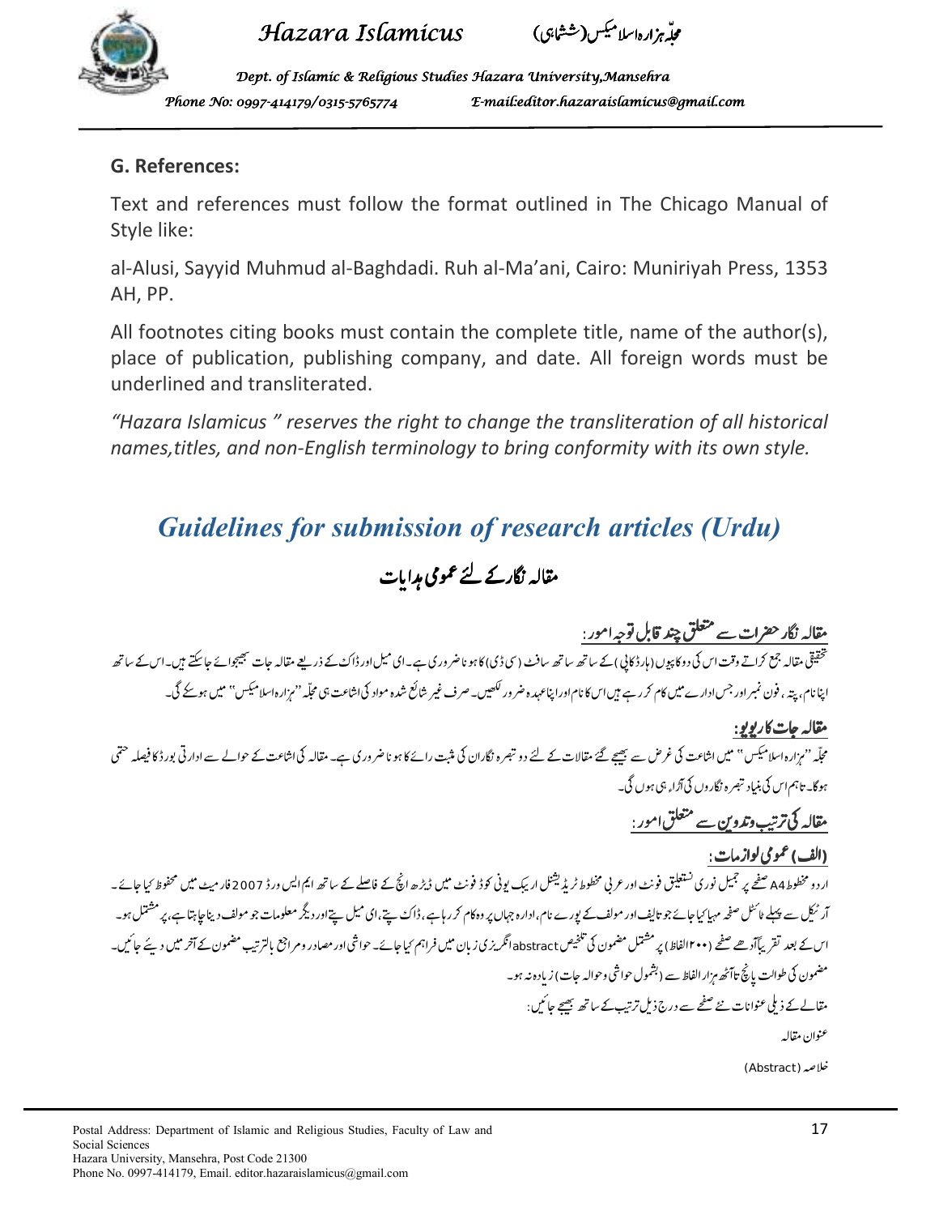## G. References:

Text and references must follow the format outlined in The Chicago Manual of Style like:

al-Alusi, Sayyid Muhmud al-Baghdadi. Ruh al-Ma'ani, Cairo: Muniriyah Press, 1353 AH, PP.

All footnotes citing books must contain the complete title, name of the author(s), place of publication, publishing company, and date. All foreign words must be underlined and transliterated.

*"Hazara Islamicus " reserves the right to change the transliteration of all historical names,titles, and non-English terminology to bring conformity with its own style.*

# *Guidelines for submission of research articles (Urdu)*

## مقالہ نگار کے لئے عمومی ہدایات

### مقالہ نگار حضرات سے متعلق چند قابل توجہ امور:

تحقیقی مقالہ جمع کراتے وقت اس کی دو کاپیوں (ہارڈ کاپی) کے ساتھ ساتھ سافٹ (سی ڈی) کا ہونا ضروری ہے۔ ای میل اور ڈاک کے ذریعے مقالہ جات بھجوائے جاسکتے ہیں۔ اس کے ساتھ اپنا نام، پتہ، فون نمبر اور جس ادارے میں کام کر رہے ہیں اس کا نام اور اپنا عہدہ ضرور لکھیں۔ صرف غیر شائع شدہ مواد کی اشاعت ہی مجلّہ "ہزارہ اسلامیکس" میں ہوسکے گی۔

### مقالہ جات کا ریویو:

مجلّہ "ہزارہ اسلامیکس" میں اشاعت کی غرض سے بھیجے گئے مقالات کے لئے دو تبصرہ نگاران کی مثبت رائے کا ہونا ضروری ہے۔ مقالہ کی اشاعت کے حوالے سے ادارتی بورڈ کا فیصلہ حتمی ہوگا۔ تاہم اس کی بنیاد تبصرہ نگاروں کی آراء ہی ہوں گی۔

### مقالہ کی ترتیب وتدوین سے متعلق امور:

#### (الف) عمومی لوازمات:

اردو مخطوطہ A4 صفحے پر جمیل نوری نستعلیق فونٹ اور عربی مخطوطہ ٹریڈیشنل اریبک یونی کوڈ فونٹ میں ڈیڑھ انچ کے فاصلے کے ساتھ ایم ایس ورڈ 2007 فارمیٹ میں محفوظ کیا جائے۔

آرٹیکل سے پہلے ٹائٹل صفحہ مہیا کیا جائے جو تالیف اور مولف کے پورے نام، ادارہ جہاں پر وہ کام کر رہا ہے، ڈاک پتے، ای میل پتے اور دیگر معلومات جو مولف دینا چاہتا ہے، پر مشتمل ہو۔

اس کے بعد تقریباً آدھے صفحے (۲۰۰ الفاظ) پر مشتمل مضمون کی تلخیص abstract انگریزی زبان میں فراہم کیا جائے۔ حواشی اور مصادر و مراجع بالترتیب مضمون کے آخر میں دیئے جائیں۔

مضمون کی طوالت پانچ تا آٹھ ہزار الفاظ سے (بشمول حواشی وحوالہ جات) زیادہ نہ ہو۔

مقالے کے ذیلی عنوانات نئے صفحے سے درج ذیل ترتیب کے ساتھ بھیجے جائیں:

عنوان مقالہ

خلاصہ (Abstract)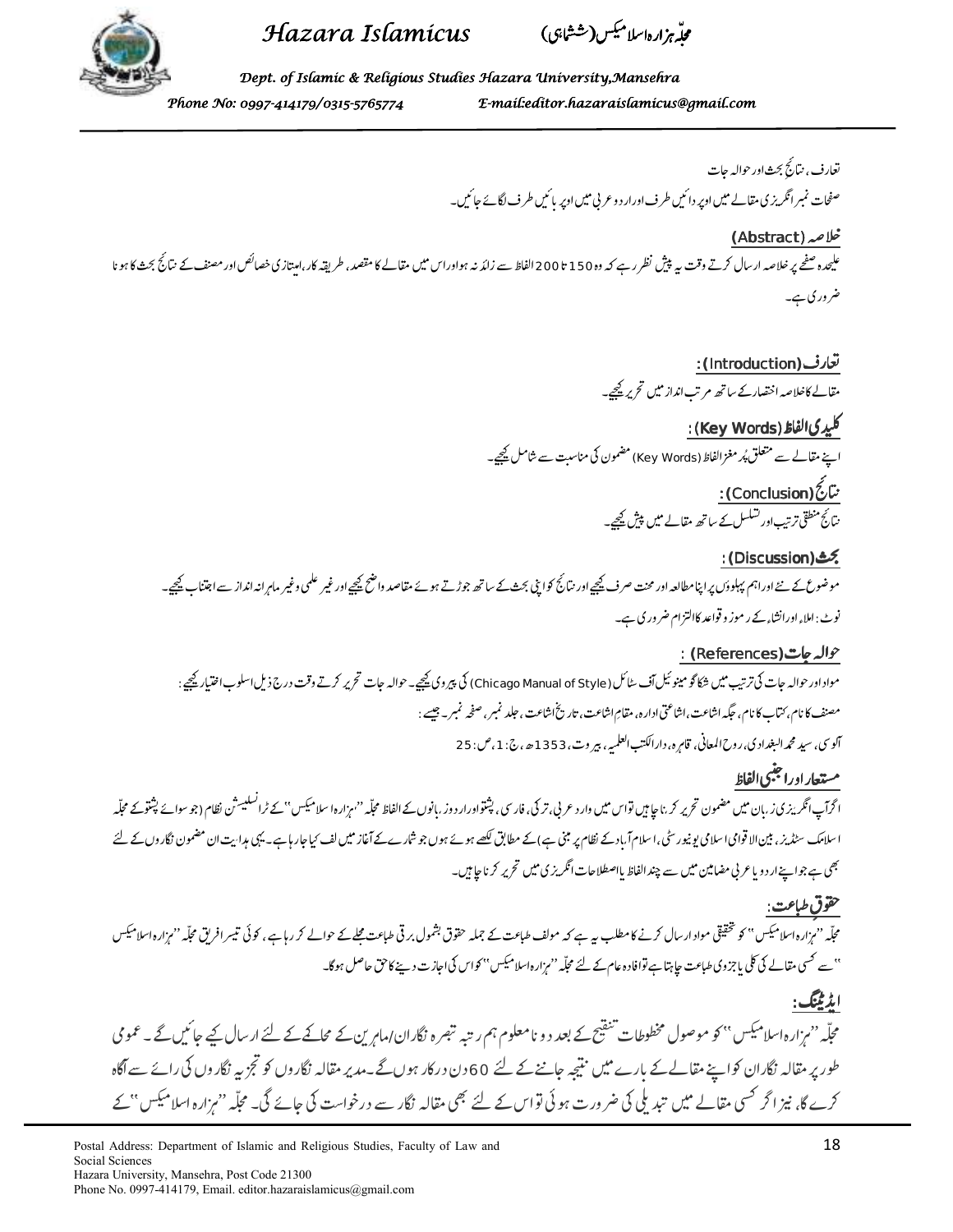تعارف، نتائج بحث اور حوالہ جات

صفحات نمبر انگریزی مقالے میں اوپر دائیں طرف اور اردو عربی میں اوپر بائیں طرف لگائے جائیں۔

## خلاصہ (Abstract)

علیحدہ صفحے پر خلاصہ ارسال کرتے وقت یہ پیش نظر رہے کہ وہ 150 تا 200 الفاظ سے زائد نہ ہو اور اس میں مقالے کا مقصد، طریقہ کار، امتیازی خصائص اور مصنف کے نتائج بحث کا ہونا ضروری ہے۔

## تعارف (Introduction):

مقالے کا خلاصہ اختصار کے ساتھ مرتب انداز میں تحریر کیجیے۔

## کلیدی الفاظ (Key Words):

اپنے مقالے سے متعلق پُر مغز الفاظ (Key Words) مضمون کی مناسبت سے شامل کیجیے۔

## نتائج (Conclusion):

نتائج منطقی ترتیب اور تسلسل کے ساتھ مقالے میں پیش کیجیے۔

## بحث (Discussion):

موضوع کے نئے اور اہم پہلوؤں پر اپنا مطالعہ اور محنت صرف کیجیے اور نتائج کو اپنی بحث کے ساتھ جوڑتے ہوئے مقاصد واضح کیجیے اور غیر علمی و غیر ماہرانہ انداز سے اجتناب کیجیے۔

نوٹ: املاء اور انشاء کے رموز و قواعد کا التزام ضروری ہے۔

## حوالہ جات (References):

مواد اور حوالہ جات کی ترتیب میں شکاگو مینوئیل آف سٹائل (Chicago Manual of Style) کی پیروی کیجیے۔ حوالہ جات تحریر کرتے وقت درج ذیل اسلوب اختیار کیجیے:

مصنف کا نام، کتاب کا نام، جگہ اشاعت، اشاعتی ادارہ، مقام اشاعت، تاریخ اشاعت، جلد نمبر، صفحہ نمبر۔ جیسے:

آلوسی، سید محمد البغدادی، روح المعانی، قاہرہ، دار الکتب العلمیہ، بیروت، 1353ھ، ج:1، ص:25

## مستعار اور اجنبی الفاظ

اگر آپ انگریزی زبان میں مضمون تحریر کرنا چاہیں تو اس میں وارد عربی، ترکی، فارسی، پشتو اور اردو زبانوں کے الفاظ مجلّہ "ہزارہ اسلامیکس" کے ٹرانسلیٹریشن نظام (جو سوائے پشتو کے مجلّہ اسلامک سٹڈیز، بین الاقوامی اسلامی یونیورسٹی، اسلام آباد کے نظام پر مبنی ہے) کے مطابق لکھے ہوئے ہوں جو شمارے کے آغاز میں لف کیا جا رہا ہے۔ یہی ہدایت ان مضمون نگاروں کے لئے بھی ہے جو اپنے اردو یا عربی مضامین میں سے چند الفاظ یا اصطلاحات انگریزی میں تحریر کرنا چاہیں۔

## حقوق طباعت:

مجلّہ "ہزارہ اسلامیکس" کو تحقیقی مواد ارسال کرنے کا مطلب یہ ہے کہ مولف طباعت کے جملہ حقوق بشمول برقی طباعت مجلے کے حوالے کر رہا ہے، کوئی تیسرا فریق مجلّہ "ہزارہ اسلامیکس" سے کسی مقالے کی کلی یا جزوی طباعت چاہتا ہے تو افادہ عام کے لئے مجلّہ "ہزارہ اسلامیکس" کو اس کی اجازت دینے کا حق حاصل ہوگا۔

## ایڈیٹنگ:

مجلّہ "ہزارہ اسلامیکس" کو موصول مخطوطات تنقیح کے بعد دو نامعلوم ہم رتبہ تبصرہ نگاران/ماہرین کے محاکمے کے لئے ارسال کیے جائیں گے۔ عمومی طور پر مقالہ نگاران کو اپنے مقالے کے بارے میں نتیجہ جاننے کے لئے 60 دن درکار ہوں گے۔ مدیر مقالہ نگاروں کو تجزیہ نگاروں کی رائے سے آگاہ کرے گا، نیز اگر کسی مقالے میں تبدیلی کی ضرورت ہوئی تو اس کے لئے بھی مقالہ نگار سے درخواست کی جائے گی۔ مجلّہ "ہزارہ اسلامیکس" کے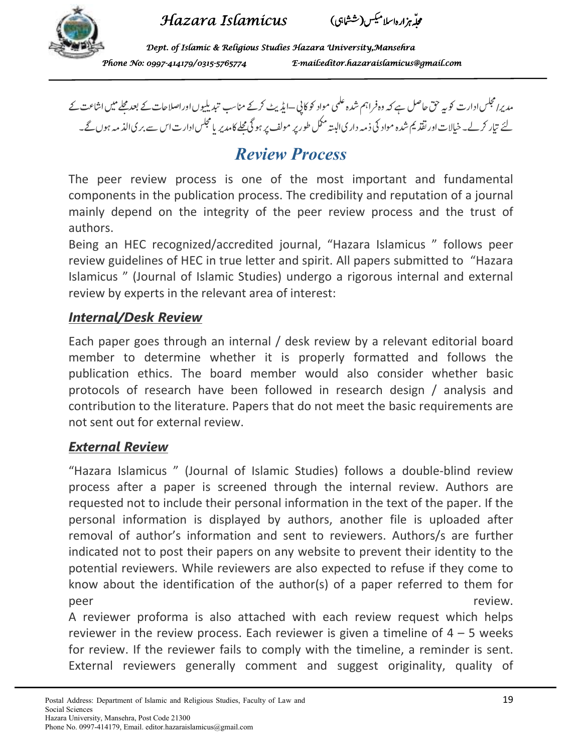مدیر/ مجلس ادارت کو یہ حق حاصل ہے کہ وہ فراہم شدہ علمی مواد کو کاپی۔ایڈیٹ کرکے مناسب تبدیلیوں اور اصلاحات کے بعد مجلے میں اشاعت کے لئے تیار کرلے۔ خیالات اور تقدیم شدہ مواد کی ذمہ داری البتہ مکمل طور پر مولف پر ہوگی مجلے کا مدیر یا مجلس ادارت اس سے بری الذمہ ہوں گے۔

# Review Process

The peer review process is one of the most important and fundamental components in the publication process. The credibility and reputation of a journal mainly depend on the integrity of the peer review process and the trust of authors.

Being an HEC recognized/accredited journal, "Hazara Islamicus " follows peer review guidelines of HEC in true letter and spirit. All papers submitted to "Hazara Islamicus " (Journal of Islamic Studies) undergo a rigorous internal and external review by experts in the relevant area of interest:

## ***Internal/Desk Review***

Each paper goes through an internal / desk review by a relevant editorial board member to determine whether it is properly formatted and follows the publication ethics. The board member would also consider whether basic protocols of research have been followed in research design / analysis and contribution to the literature. Papers that do not meet the basic requirements are not sent out for external review.

## ***External Review***

"Hazara Islamicus " (Journal of Islamic Studies) follows a double-blind review process after a paper is screened through the internal review. Authors are requested not to include their personal information in the text of the paper. If the personal information is displayed by authors, another file is uploaded after removal of author's information and sent to reviewers. Authors/s are further indicated not to post their papers on any website to prevent their identity to the potential reviewers. While reviewers are also expected to refuse if they come to know about the identification of the author(s) of a paper referred to them for peer review.

A reviewer proforma is also attached with each review request which helps reviewer in the review process. Each reviewer is given a timeline of 4 – 5 weeks for review. If the reviewer fails to comply with the timeline, a reminder is sent. External reviewers generally comment and suggest originality, quality of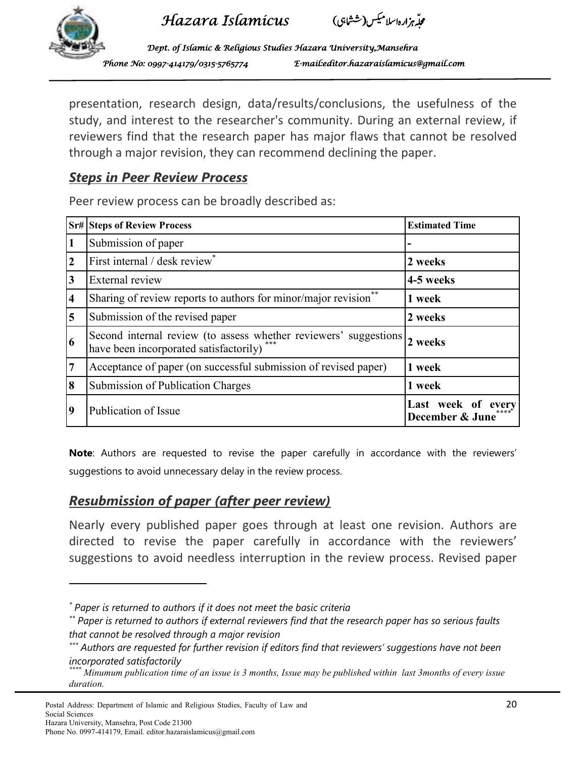presentation, research design, data/results/conclusions, the usefulness of the study, and interest to the researcher's community. During an external review, if reviewers find that the research paper has major flaws that cannot be resolved through a major revision, they can recommend declining the paper.

## ***Steps in Peer Review Process***

Peer review process can be broadly described as:

| Sr# | Steps of Review Process | Estimated Time |
|---|---|---|
| 1 | Submission of paper | - |
| 2 | First internal / desk review* | 2 weeks |
| 3 | External review | 4-5 weeks |
| 4 | Sharing of review reports to authors for minor/major revision** | 1 week |
| 5 | Submission of the revised paper | 2 weeks |
| 6 | Second internal review (to assess whether reviewers' suggestions have been incorporated satisfactorily)*** | 2 weeks |
| 7 | Acceptance of paper (on successful submission of revised paper) | 1 week |
| 8 | Submission of Publication Charges | 1 week |
| 9 | Publication of Issue | Last week of every December & June**** |

**Note**: Authors are requested to revise the paper carefully in accordance with the reviewers' suggestions to avoid unnecessary delay in the review process.

## ***Resubmission of paper (after peer review)***

Nearly every published paper goes through at least one revision. Authors are directed to revise the paper carefully in accordance with the reviewers' suggestions to avoid needless interruption in the review process. Revised paper

---

\* *Paper is returned to authors if it does not meet the basic criteria*

\*\* *Paper is returned to authors if external reviewers find that the research paper has so serious faults that cannot be resolved through a major revision*

\*\*\* *Authors are requested for further revision if editors find that reviewers' suggestions have not been incorporated satisfactorily*

\*\*\*\* *Minumum publication time of an issue is 3 months, Issue may be published within last 3months of every issue duration.*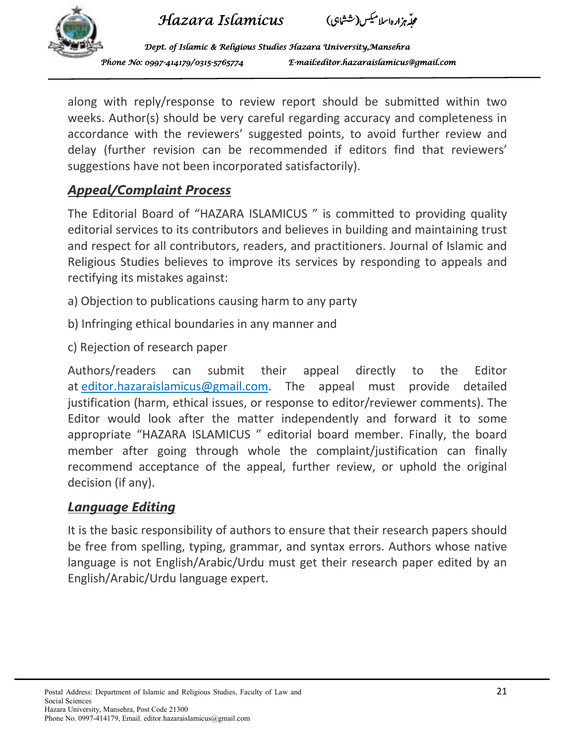along with reply/response to review report should be submitted within two weeks. Author(s) should be very careful regarding accuracy and completeness in accordance with the reviewers' suggested points, to avoid further review and delay (further revision can be recommended if editors find that reviewers' suggestions have not been incorporated satisfactorily).

## ***Appeal/Complaint Process***

The Editorial Board of "HAZARA ISLAMICUS " is committed to providing quality editorial services to its contributors and believes in building and maintaining trust and respect for all contributors, readers, and practitioners. Journal of Islamic and Religious Studies believes to improve its services by responding to appeals and rectifying its mistakes against:

a) Objection to publications causing harm to any party

b) Infringing ethical boundaries in any manner and

c) Rejection of research paper

Authors/readers can submit their appeal directly to the Editor at editor.hazaraislamicus@gmail.com. The appeal must provide detailed justification (harm, ethical issues, or response to editor/reviewer comments). The Editor would look after the matter independently and forward it to some appropriate "HAZARA ISLAMICUS " editorial board member. Finally, the board member after going through whole the complaint/justification can finally recommend acceptance of the appeal, further review, or uphold the original decision (if any).

## ***Language Editing***

It is the basic responsibility of authors to ensure that their research papers should be free from spelling, typing, grammar, and syntax errors. Authors whose native language is not English/Arabic/Urdu must get their research paper edited by an English/Arabic/Urdu language expert.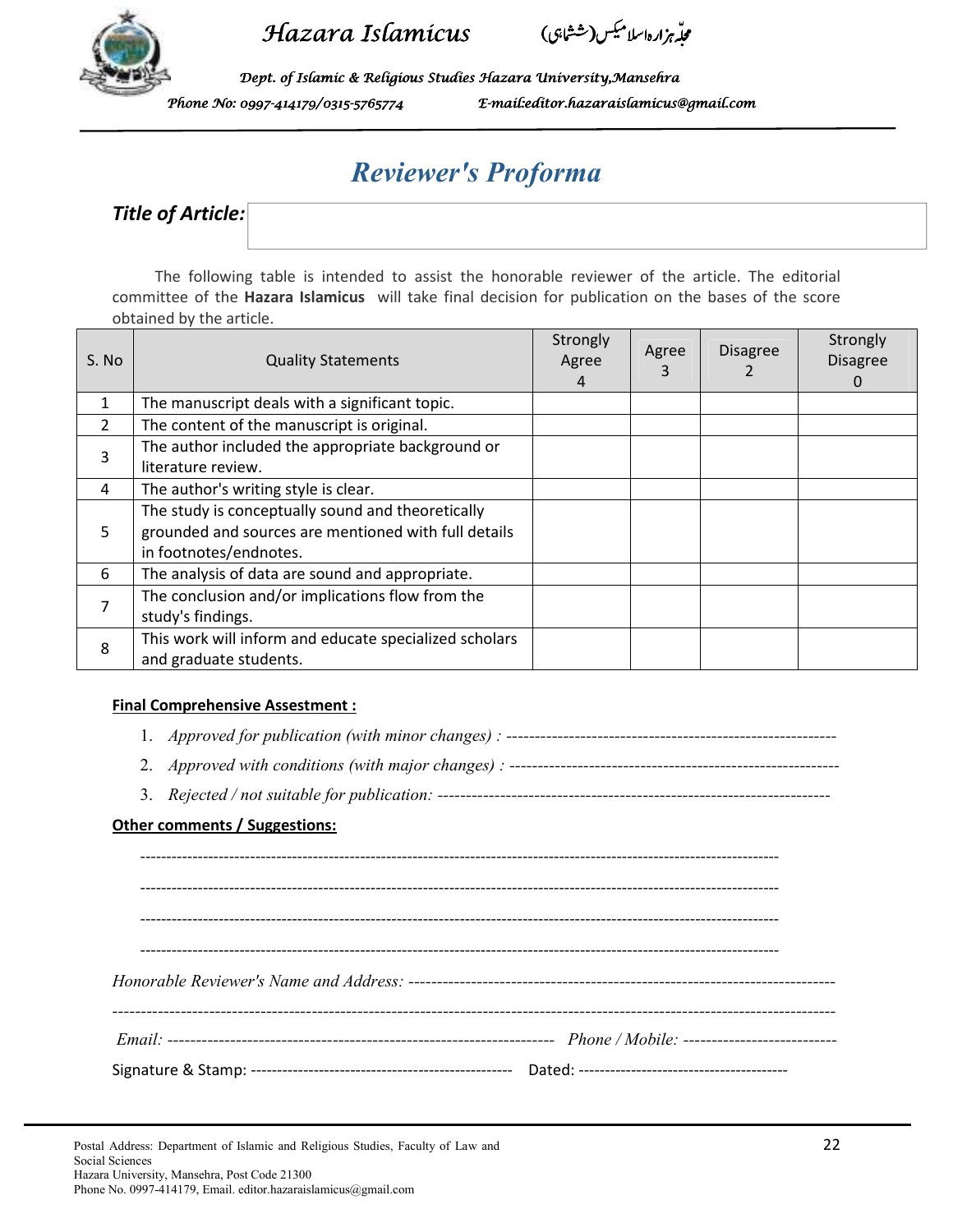Hazara Islamicus مجلّہ ہزارہ اسلامیکس (ششماہی)

Dept. of Islamic & Religious Studies Hazara University, Mansehra

Phone No: 0997-414179/0315-5765774 E-mail: editor.hazaraislamicus@gmail.com

# Reviewer's Proforma

**Title of Article:**

The following table is intended to assist the honorable reviewer of the article. The editorial committee of the **Hazara Islamicus** will take final decision for publication on the bases of the score obtained by the article.

| S. No | Quality Statements | Strongly Agree 4 | Agree 3 | Disagree 2 | Strongly Disagree 0 |
|---|---|---|---|---|---|
| 1 | The manuscript deals with a significant topic. | | | | |
| 2 | The content of the manuscript is original. | | | | |
| 3 | The author included the appropriate background or literature review. | | | | |
| 4 | The author's writing style is clear. | | | | |
| 5 | The study is conceptually sound and theoretically grounded and sources are mentioned with full details in footnotes/endnotes. | | | | |
| 6 | The analysis of data are sound and appropriate. | | | | |
| 7 | The conclusion and/or implications flow from the study's findings. | | | | |
| 8 | This work will inform and educate specialized scholars and graduate students. | | | | |

**Final Comprehensive Assessment :**

1. *Approved for publication (with minor changes) :* ----------------------------------------------------------
2. *Approved with conditions (with major changes) :* ----------------------------------------------------------
3. *Rejected / not suitable for publication:* -------------------------------------------------------------------

**Other comments / Suggestions:**

------------------------------------------------------------------------------------------------------------------

------------------------------------------------------------------------------------------------------------------

------------------------------------------------------------------------------------------------------------------

------------------------------------------------------------------------------------------------------------------

*Honorable Reviewer's Name and Address:* ------------------------------------------------------------------------

------------------------------------------------------------------------------------------------------------------

*Email:* --------------------------------------------------------------------- *Phone / Mobile:* ---------------------------

Signature & Stamp: ------------------------------------------------- Dated: ---------------------------------------

Postal Address: Department of Islamic and Religious Studies, Faculty of Law and Social Sciences
Hazara University, Mansehra, Post Code 21300
Phone No. 0997-414179, Email. editor.hazaraislamicus@gmail.com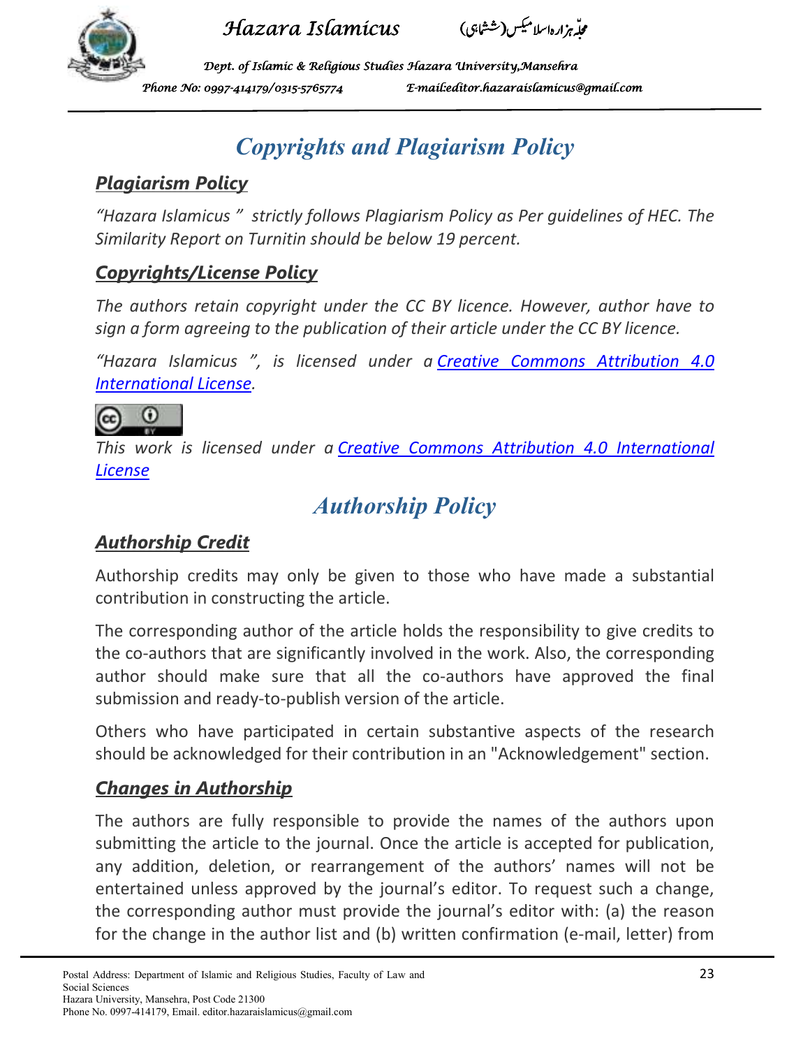# Copyrights and Plagiarism Policy

## Plagiarism Policy

*"Hazara Islamicus " strictly follows Plagiarism Policy as Per guidelines of HEC. The Similarity Report on Turnitin should be below 19 percent.*

## Copyrights/License Policy

*The authors retain copyright under the CC BY licence. However, author have to sign a form agreeing to the publication of their article under the CC BY licence.*

*"Hazara Islamicus ", is licensed under a Creative Commons Attribution 4.0 International License.*

*This work is licensed under a Creative Commons Attribution 4.0 International License*

# Authorship Policy

## Authorship Credit

Authorship credits may only be given to those who have made a substantial contribution in constructing the article.

The corresponding author of the article holds the responsibility to give credits to the co-authors that are significantly involved in the work. Also, the corresponding author should make sure that all the co-authors have approved the final submission and ready-to-publish version of the article.

Others who have participated in certain substantive aspects of the research should be acknowledged for their contribution in an "Acknowledgement" section.

## Changes in Authorship

The authors are fully responsible to provide the names of the authors upon submitting the article to the journal. Once the article is accepted for publication, any addition, deletion, or rearrangement of the authors' names will not be entertained unless approved by the journal's editor. To request such a change, the corresponding author must provide the journal's editor with: (a) the reason for the change in the author list and (b) written confirmation (e-mail, letter) from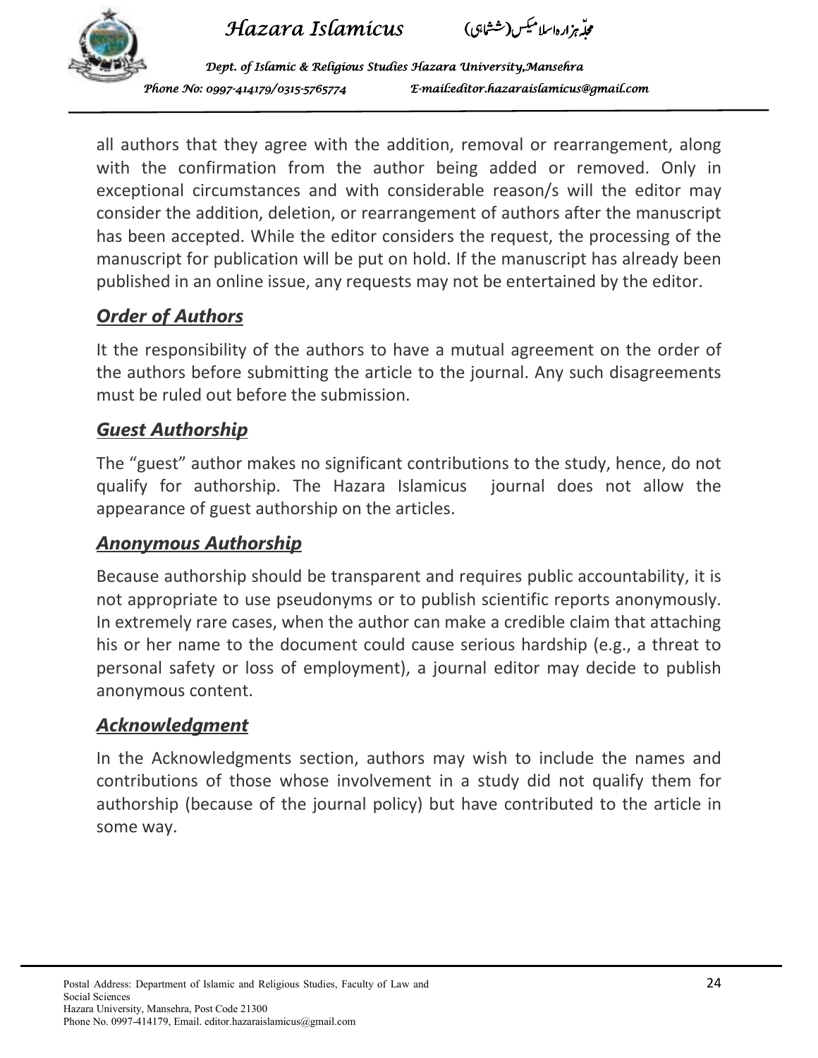all authors that they agree with the addition, removal or rearrangement, along with the confirmation from the author being added or removed. Only in exceptional circumstances and with considerable reason/s will the editor may consider the addition, deletion, or rearrangement of authors after the manuscript has been accepted. While the editor considers the request, the processing of the manuscript for publication will be put on hold. If the manuscript has already been published in an online issue, any requests may not be entertained by the editor.

### ***Order of Authors***

It the responsibility of the authors to have a mutual agreement on the order of the authors before submitting the article to the journal. Any such disagreements must be ruled out before the submission.

### ***Guest Authorship***

The "guest" author makes no significant contributions to the study, hence, do not qualify for authorship. The Hazara Islamicus journal does not allow the appearance of guest authorship on the articles.

### ***Anonymous Authorship***

Because authorship should be transparent and requires public accountability, it is not appropriate to use pseudonyms or to publish scientific reports anonymously. In extremely rare cases, when the author can make a credible claim that attaching his or her name to the document could cause serious hardship (e.g., a threat to personal safety or loss of employment), a journal editor may decide to publish anonymous content.

### ***Acknowledgment***

In the Acknowledgments section, authors may wish to include the names and contributions of those whose involvement in a study did not qualify them for authorship (because of the journal policy) but have contributed to the article in some way.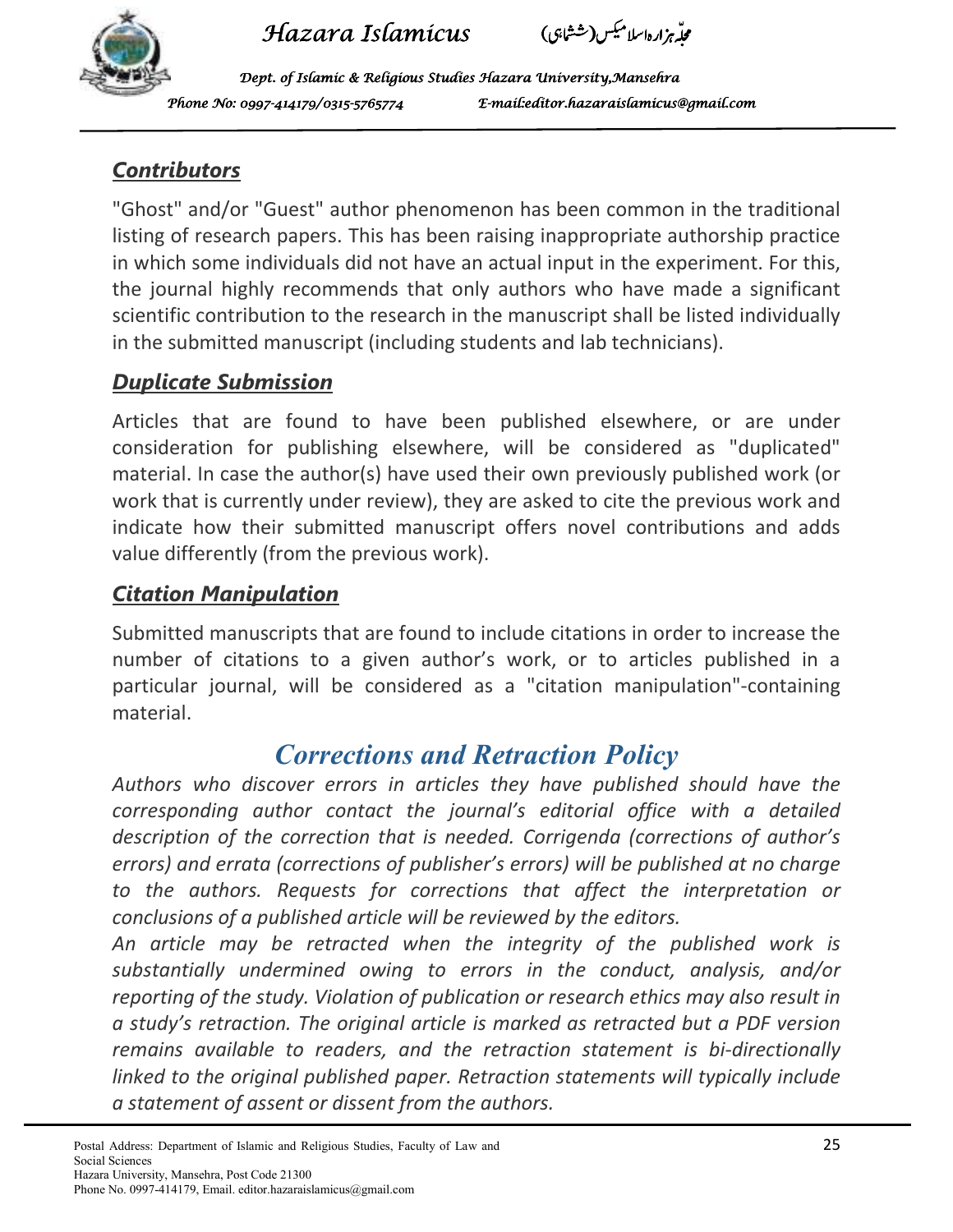### ***Contributors***

"Ghost" and/or "Guest" author phenomenon has been common in the traditional listing of research papers. This has been raising inappropriate authorship practice in which some individuals did not have an actual input in the experiment. For this, the journal highly recommends that only authors who have made a significant scientific contribution to the research in the manuscript shall be listed individually in the submitted manuscript (including students and lab technicians).

### ***Duplicate Submission***

Articles that are found to have been published elsewhere, or are under consideration for publishing elsewhere, will be considered as "duplicated" material. In case the author(s) have used their own previously published work (or work that is currently under review), they are asked to cite the previous work and indicate how their submitted manuscript offers novel contributions and adds value differently (from the previous work).

### ***Citation Manipulation***

Submitted manuscripts that are found to include citations in order to increase the number of citations to a given author's work, or to articles published in a particular journal, will be considered as a "citation manipulation"-containing material.

## *Corrections and Retraction Policy*

*Authors who discover errors in articles they have published should have the corresponding author contact the journal's editorial office with a detailed description of the correction that is needed. Corrigenda (corrections of author's errors) and errata (corrections of publisher's errors) will be published at no charge to the authors. Requests for corrections that affect the interpretation or conclusions of a published article will be reviewed by the editors.*

*An article may be retracted when the integrity of the published work is substantially undermined owing to errors in the conduct, analysis, and/or reporting of the study. Violation of publication or research ethics may also result in a study's retraction. The original article is marked as retracted but a PDF version remains available to readers, and the retraction statement is bi-directionally linked to the original published paper. Retraction statements will typically include a statement of assent or dissent from the authors.*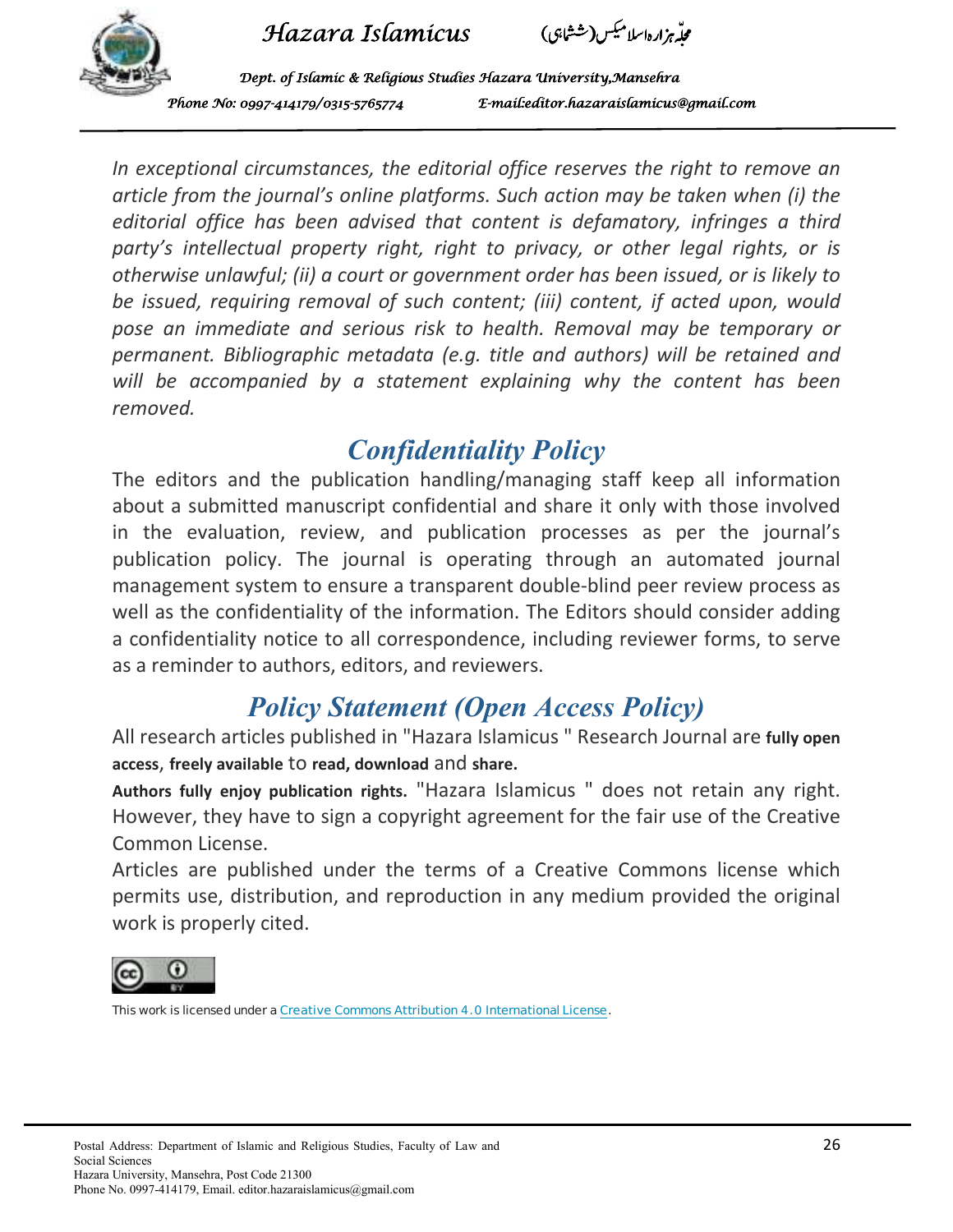*In exceptional circumstances, the editorial office reserves the right to remove an article from the journal's online platforms. Such action may be taken when (i) the editorial office has been advised that content is defamatory, infringes a third party's intellectual property right, right to privacy, or other legal rights, or is otherwise unlawful; (ii) a court or government order has been issued, or is likely to be issued, requiring removal of such content; (iii) content, if acted upon, would pose an immediate and serious risk to health. Removal may be temporary or permanent. Bibliographic metadata (e.g. title and authors) will be retained and will be accompanied by a statement explaining why the content has been removed.*

## *Confidentiality Policy*

The editors and the publication handling/managing staff keep all information about a submitted manuscript confidential and share it only with those involved in the evaluation, review, and publication processes as per the journal's publication policy. The journal is operating through an automated journal management system to ensure a transparent double-blind peer review process as well as the confidentiality of the information. The Editors should consider adding a confidentiality notice to all correspondence, including reviewer forms, to serve as a reminder to authors, editors, and reviewers.

## *Policy Statement (Open Access Policy)*

All research articles published in "Hazara Islamicus " Research Journal are **fully open access**, **freely available** to **read, download** and **share.**

**Authors fully enjoy publication rights.** "Hazara Islamicus " does not retain any right. However, they have to sign a copyright agreement for the fair use of the Creative Common License.

Articles are published under the terms of a Creative Commons license which permits use, distribution, and reproduction in any medium provided the original work is properly cited.

This work is licensed under a Creative Commons Attribution 4.0 International License.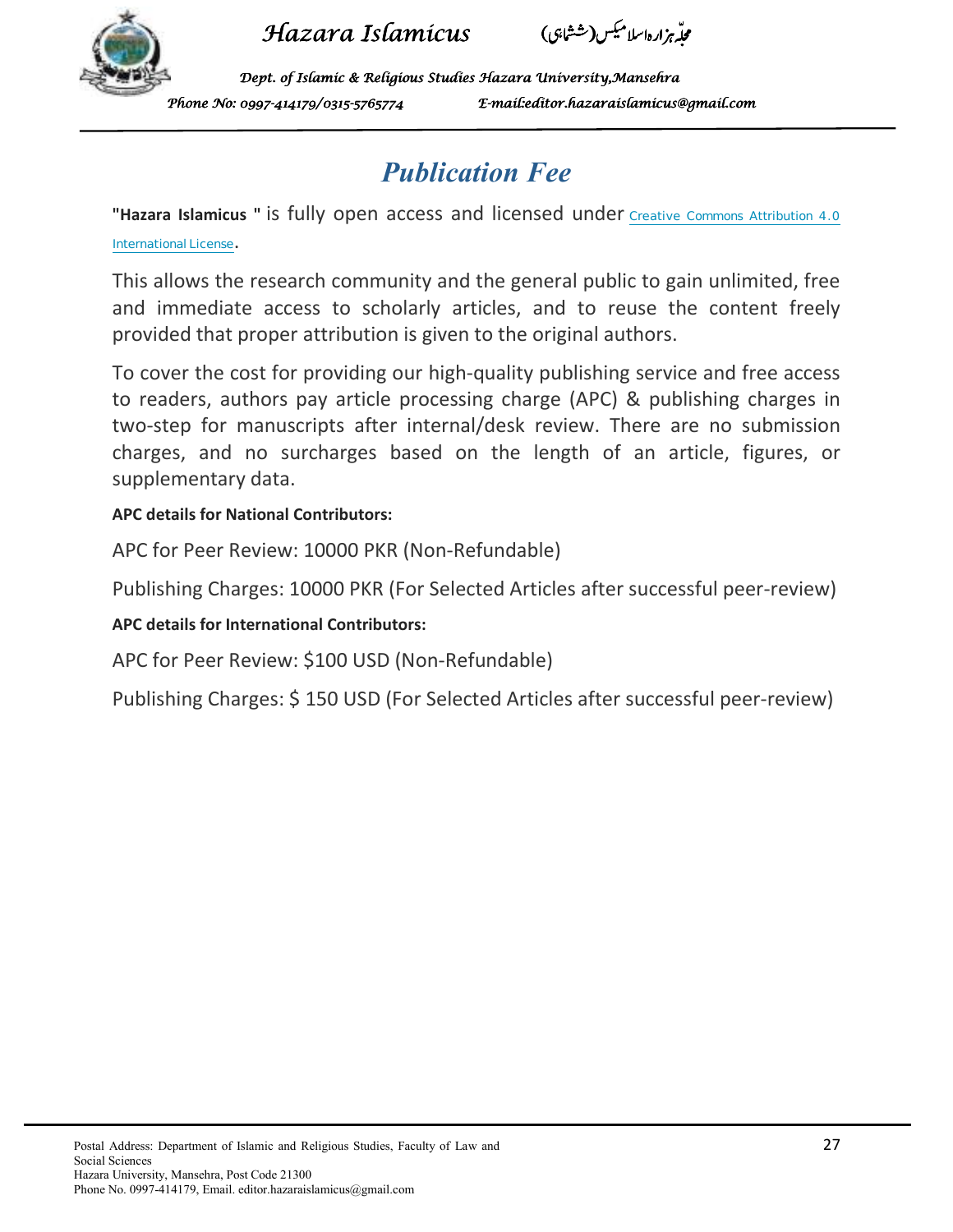# Publication Fee

**"Hazara Islamicus "** is fully open access and licensed under Creative Commons Attribution 4.0 International License.

This allows the research community and the general public to gain unlimited, free and immediate access to scholarly articles, and to reuse the content freely provided that proper attribution is given to the original authors.

To cover the cost for providing our high-quality publishing service and free access to readers, authors pay article processing charge (APC) & publishing charges in two-step for manuscripts after internal/desk review. There are no submission charges, and no surcharges based on the length of an article, figures, or supplementary data.

**APC details for National Contributors:**

APC for Peer Review: 10000 PKR (Non-Refundable)

Publishing Charges: 10000 PKR (For Selected Articles after successful peer-review)

**APC details for International Contributors:**

APC for Peer Review: $100 USD (Non-Refundable)

Publishing Charges: $ 150 USD (For Selected Articles after successful peer-review)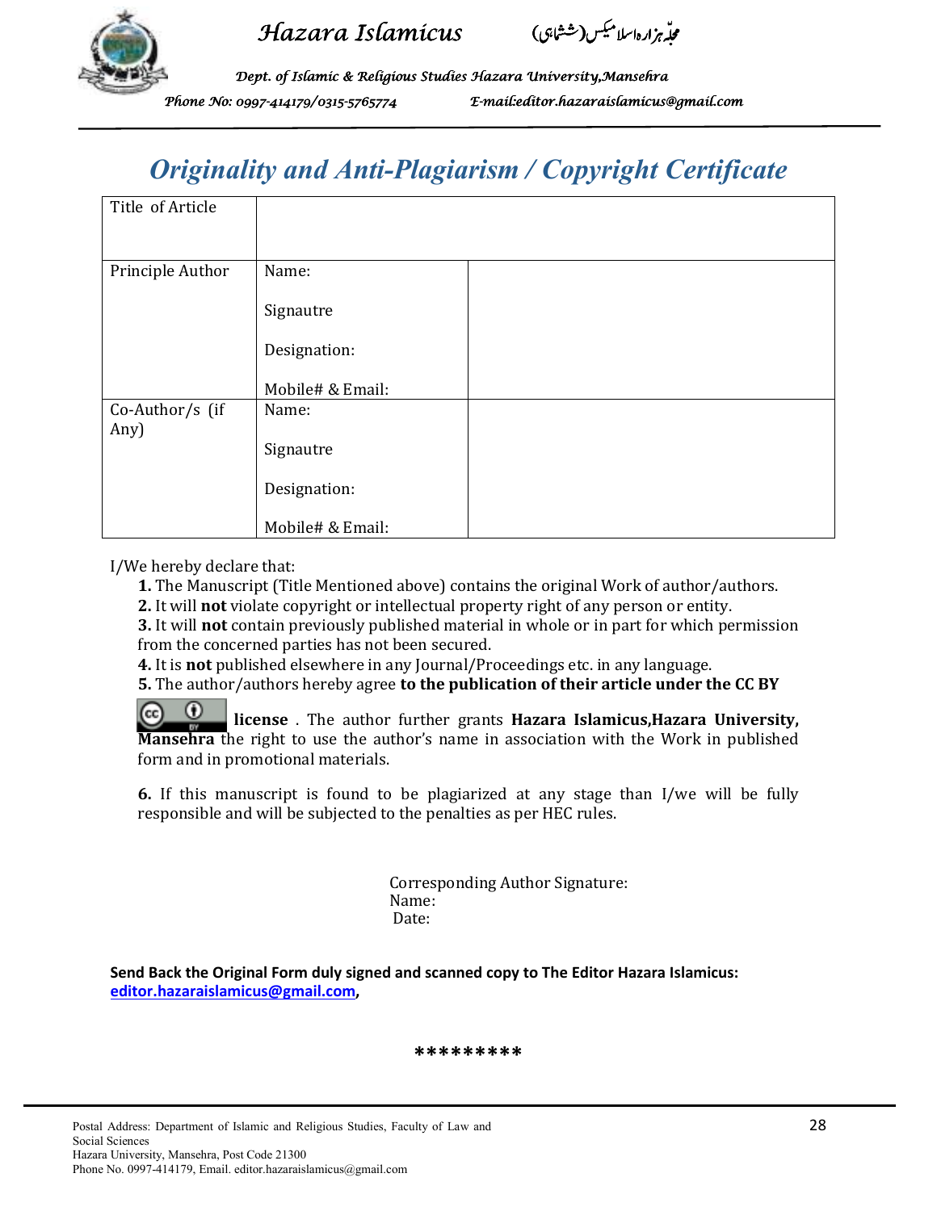*Hazara Islamicus* مجلّہ ہزارہ اسلامیکس (ششماہی)

*Dept. of Islamic & Religious Studies Hazara University, Mansehra*

*Phone No: 0997-414179/0315-5765774* *E-mail:editor.hazaraislamicus@gmail.com*

# *Originality and Anti-Plagiarism / Copyright Certificate*

| | | |
|---|---|---|
| Title of Article | | |
| Principle Author | Name:<br><br>Signautre<br><br>Designation:<br><br>Mobile# & Email: | |
| Co-Author/s (if Any) | Name:<br><br>Signautre<br><br>Designation:<br><br>Mobile# & Email: | |

I/We hereby declare that:

**1.** The Manuscript (Title Mentioned above) contains the original Work of author/authors.
**2.** It will **not** violate copyright or intellectual property right of any person or entity.
**3.** It will **not** contain previously published material in whole or in part for which permission from the concerned parties has not been secured.
**4.** It is **not** published elsewhere in any Journal/Proceedings etc. in any language.
**5.** The author/authors hereby agree **to the publication of their article under the CC BY license**. The author further grants **Hazara Islamicus,Hazara University, Mansehra** the right to use the author's name in association with the Work in published form and in promotional materials.

**6.** If this manuscript is found to be plagiarized at any stage than I/we will be fully responsible and will be subjected to the penalties as per HEC rules.

Corresponding Author Signature:
Name:
Date:

**Send Back the Original Form duly signed and scanned copy to The Editor Hazara Islamicus: editor.hazaraislamicus@gmail.com,**

*********

Postal Address: Department of Islamic and Religious Studies, Faculty of Law and Social Sciences
Hazara University, Mansehra, Post Code 21300
Phone No. 0997-414179, Email. editor.hazaraislamicus@gmail.com